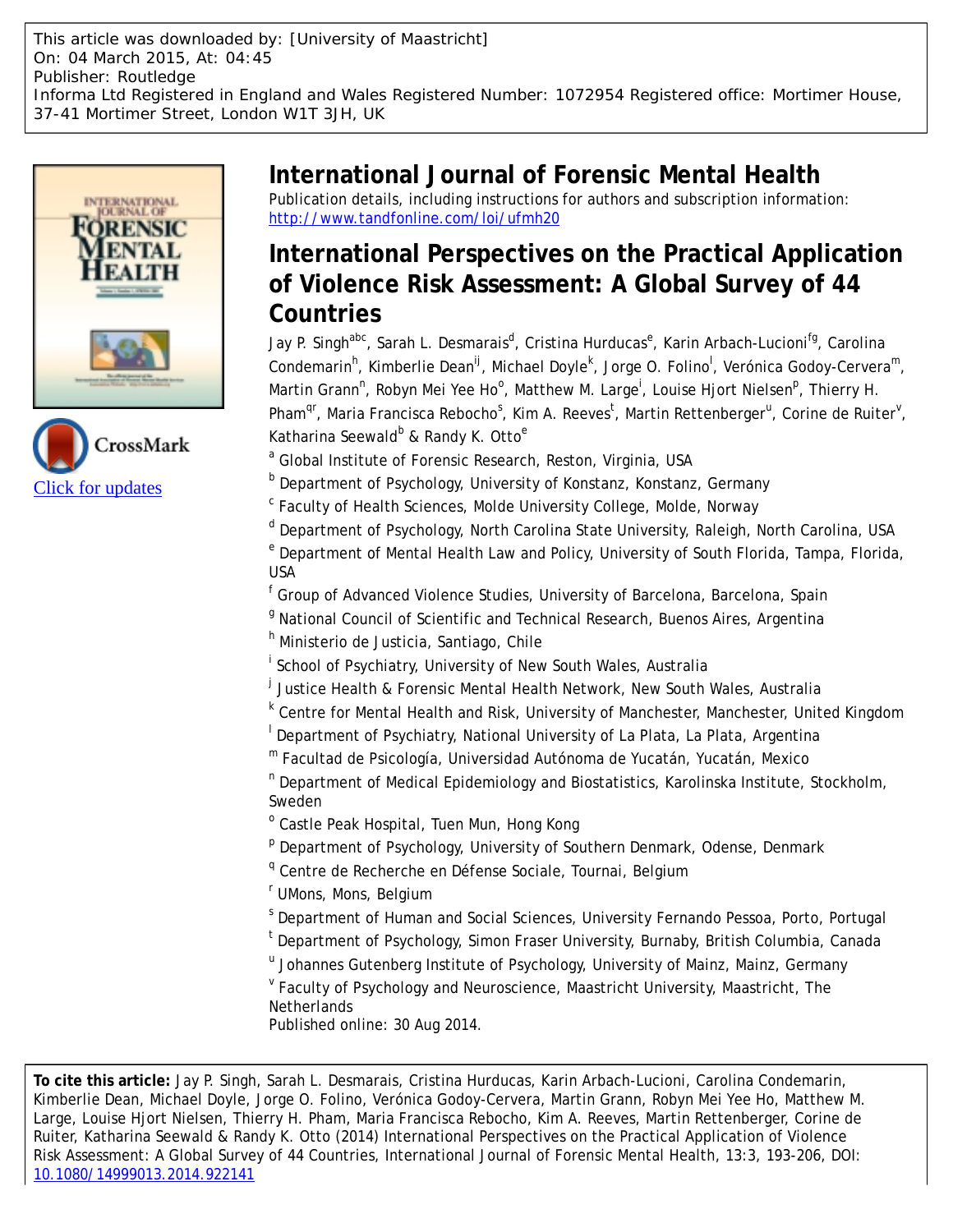This article was downloaded by: [University of Maastricht]
On: 04 March 2015, At: 04:45
Publisher: Routledge
Informa Ltd Registered in England and Wales Registered Number: 1072954 Registered office: Mortimer House, 37-41 Mortimer Street, London W1T 3JH, UK

# International Journal of Forensic Mental Health

Publication details, including instructions for authors and subscription information:
http://www.tandfonline.com/loi/ufmh20

## International Perspectives on the Practical Application of Violence Risk Assessment: A Global Survey of 44 Countries

Jay P. Singh[abc], Sarah L. Desmarais[d], Cristina Hurducas[e], Karin Arbach-Lucioni[fg], Carolina Condemarin[h], Kimberlie Dean[ij], Michael Doyle[k], Jorge O. Folino[l], Verónica Godoy-Cervera[m], Martin Grann[n], Robyn Mei Yee Ho[o], Matthew M. Large[i], Louise Hjort Nielsen[p], Thierry H. Pham[qr], Maria Francisca Rebocho[s], Kim A. Reeves[t], Martin Rettenberger[u], Corine de Ruiter[v], Katharina Seewald[b] & Randy K. Otto[e]

[a] Global Institute of Forensic Research, Reston, Virginia, USA
[b] Department of Psychology, University of Konstanz, Konstanz, Germany
[c] Faculty of Health Sciences, Molde University College, Molde, Norway
[d] Department of Psychology, North Carolina State University, Raleigh, North Carolina, USA
[e] Department of Mental Health Law and Policy, University of South Florida, Tampa, Florida, USA
[f] Group of Advanced Violence Studies, University of Barcelona, Barcelona, Spain
[g] National Council of Scientific and Technical Research, Buenos Aires, Argentina
[h] Ministerio de Justicia, Santiago, Chile
[i] School of Psychiatry, University of New South Wales, Australia
[j] Justice Health & Forensic Mental Health Network, New South Wales, Australia
[k] Centre for Mental Health and Risk, University of Manchester, Manchester, United Kingdom
[l] Department of Psychiatry, National University of La Plata, La Plata, Argentina
[m] Facultad de Psicología, Universidad Autónoma de Yucatán, Yucatán, Mexico
[n] Department of Medical Epidemiology and Biostatistics, Karolinska Institute, Stockholm, Sweden
[o] Castle Peak Hospital, Tuen Mun, Hong Kong
[p] Department of Psychology, University of Southern Denmark, Odense, Denmark
[q] Centre de Recherche en Défense Sociale, Tournai, Belgium
[r] UMons, Mons, Belgium
[s] Department of Human and Social Sciences, University Fernando Pessoa, Porto, Portugal
[t] Department of Psychology, Simon Fraser University, Burnaby, British Columbia, Canada
[u] Johannes Gutenberg Institute of Psychology, University of Mainz, Mainz, Germany
[v] Faculty of Psychology and Neuroscience, Maastricht University, Maastricht, The Netherlands

Published online: 30 Aug 2014.

**To cite this article:** Jay P. Singh, Sarah L. Desmarais, Cristina Hurducas, Karin Arbach-Lucioni, Carolina Condemarin, Kimberlie Dean, Michael Doyle, Jorge O. Folino, Verónica Godoy-Cervera, Martin Grann, Robyn Mei Yee Ho, Matthew M. Large, Louise Hjort Nielsen, Thierry H. Pham, Maria Francisca Rebocho, Kim A. Reeves, Martin Rettenberger, Corine de Ruiter, Katharina Seewald & Randy K. Otto (2014) International Perspectives on the Practical Application of Violence Risk Assessment: A Global Survey of 44 Countries, International Journal of Forensic Mental Health, 13:3, 193-206, DOI: 10.1080/14999013.2014.922141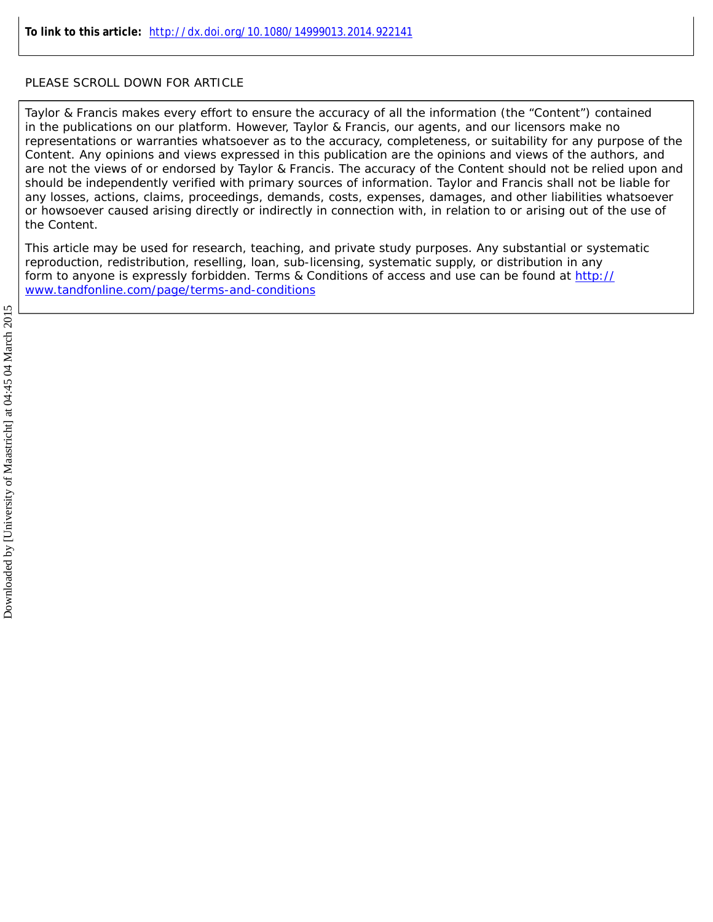**To link to this article:** http://dx.doi.org/10.1080/14999013.2014.922141

PLEASE SCROLL DOWN FOR ARTICLE

Taylor & Francis makes every effort to ensure the accuracy of all the information (the "Content") contained in the publications on our platform. However, Taylor & Francis, our agents, and our licensors make no representations or warranties whatsoever as to the accuracy, completeness, or suitability for any purpose of the Content. Any opinions and views expressed in this publication are the opinions and views of the authors, and are not the views of or endorsed by Taylor & Francis. The accuracy of the Content should not be relied upon and should be independently verified with primary sources of information. Taylor and Francis shall not be liable for any losses, actions, claims, proceedings, demands, costs, expenses, damages, and other liabilities whatsoever or howsoever caused arising directly or indirectly in connection with, in relation to or arising out of the use of the Content.

This article may be used for research, teaching, and private study purposes. Any substantial or systematic reproduction, redistribution, reselling, loan, sub-licensing, systematic supply, or distribution in any form to anyone is expressly forbidden. Terms & Conditions of access and use can be found at http://www.tandfonline.com/page/terms-and-conditions

Downloaded by [University of Maastricht] at 04:45 04 March 2015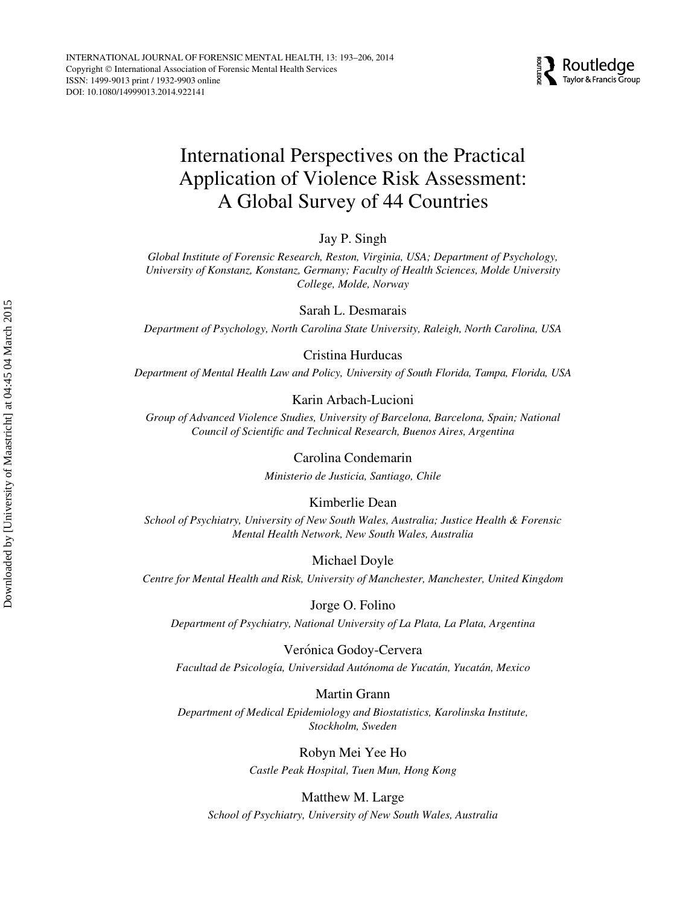# International Perspectives on the Practical Application of Violence Risk Assessment: A Global Survey of 44 Countries

Jay P. Singh

*Global Institute of Forensic Research, Reston, Virginia, USA; Department of Psychology, University of Konstanz, Konstanz, Germany; Faculty of Health Sciences, Molde University College, Molde, Norway*

Sarah L. Desmarais

*Department of Psychology, North Carolina State University, Raleigh, North Carolina, USA*

Cristina Hurducas

*Department of Mental Health Law and Policy, University of South Florida, Tampa, Florida, USA*

Karin Arbach-Lucioni

*Group of Advanced Violence Studies, University of Barcelona, Barcelona, Spain; National Council of Scientific and Technical Research, Buenos Aires, Argentina*

Carolina Condemarin

*Ministerio de Justicia, Santiago, Chile*

Kimberlie Dean

*School of Psychiatry, University of New South Wales, Australia; Justice Health & Forensic Mental Health Network, New South Wales, Australia*

Michael Doyle

*Centre for Mental Health and Risk, University of Manchester, Manchester, United Kingdom*

Jorge O. Folino

*Department of Psychiatry, National University of La Plata, La Plata, Argentina*

Verónica Godoy-Cervera

*Facultad de Psicología, Universidad Autónoma de Yucatán, Yucatán, Mexico*

Martin Grann

*Department of Medical Epidemiology and Biostatistics, Karolinska Institute, Stockholm, Sweden*

Robyn Mei Yee Ho

*Castle Peak Hospital, Tuen Mun, Hong Kong*

Matthew M. Large

*School of Psychiatry, University of New South Wales, Australia*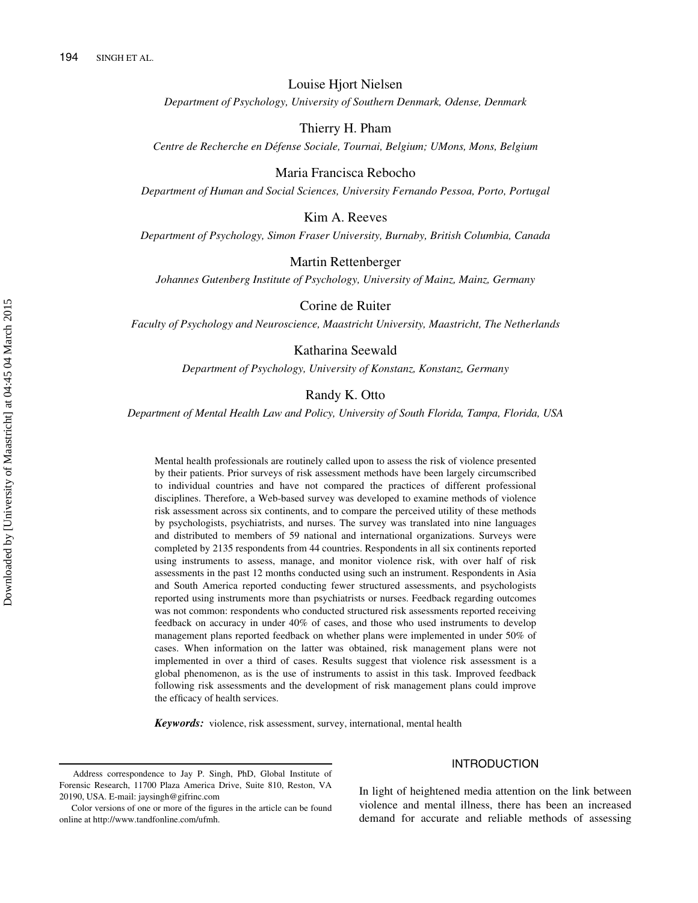Louise Hjort Nielsen

*Department of Psychology, University of Southern Denmark, Odense, Denmark*

Thierry H. Pham

*Centre de Recherche en Défense Sociale, Tournai, Belgium; UMons, Mons, Belgium*

Maria Francisca Rebocho

*Department of Human and Social Sciences, University Fernando Pessoa, Porto, Portugal*

Kim A. Reeves

*Department of Psychology, Simon Fraser University, Burnaby, British Columbia, Canada*

Martin Rettenberger

*Johannes Gutenberg Institute of Psychology, University of Mainz, Mainz, Germany*

Corine de Ruiter

*Faculty of Psychology and Neuroscience, Maastricht University, Maastricht, The Netherlands*

Katharina Seewald

*Department of Psychology, University of Konstanz, Konstanz, Germany*

Randy K. Otto

*Department of Mental Health Law and Policy, University of South Florida, Tampa, Florida, USA*

Mental health professionals are routinely called upon to assess the risk of violence presented by their patients. Prior surveys of risk assessment methods have been largely circumscribed to individual countries and have not compared the practices of different professional disciplines. Therefore, a Web-based survey was developed to examine methods of violence risk assessment across six continents, and to compare the perceived utility of these methods by psychologists, psychiatrists, and nurses. The survey was translated into nine languages and distributed to members of 59 national and international organizations. Surveys were completed by 2135 respondents from 44 countries. Respondents in all six continents reported using instruments to assess, manage, and monitor violence risk, with over half of risk assessments in the past 12 months conducted using such an instrument. Respondents in Asia and South America reported conducting fewer structured assessments, and psychologists reported using instruments more than psychiatrists or nurses. Feedback regarding outcomes was not common: respondents who conducted structured risk assessments reported receiving feedback on accuracy in under 40% of cases, and those who used instruments to develop management plans reported feedback on whether plans were implemented in under 50% of cases. When information on the latter was obtained, risk management plans were not implemented in over a third of cases. Results suggest that violence risk assessment is a global phenomenon, as is the use of instruments to assist in this task. Improved feedback following risk assessments and the development of risk management plans could improve the efficacy of health services.

***Keywords:*** violence, risk assessment, survey, international, mental health

## INTRODUCTION

In light of heightened media attention on the link between violence and mental illness, there has been an increased demand for accurate and reliable methods of assessing

---

Address correspondence to Jay P. Singh, PhD, Global Institute of Forensic Research, 11700 Plaza America Drive, Suite 810, Reston, VA 20190, USA. E-mail: jaysingh@gifrinc.com

Color versions of one or more of the figures in the article can be found online at http://www.tandfonline.com/ufmh.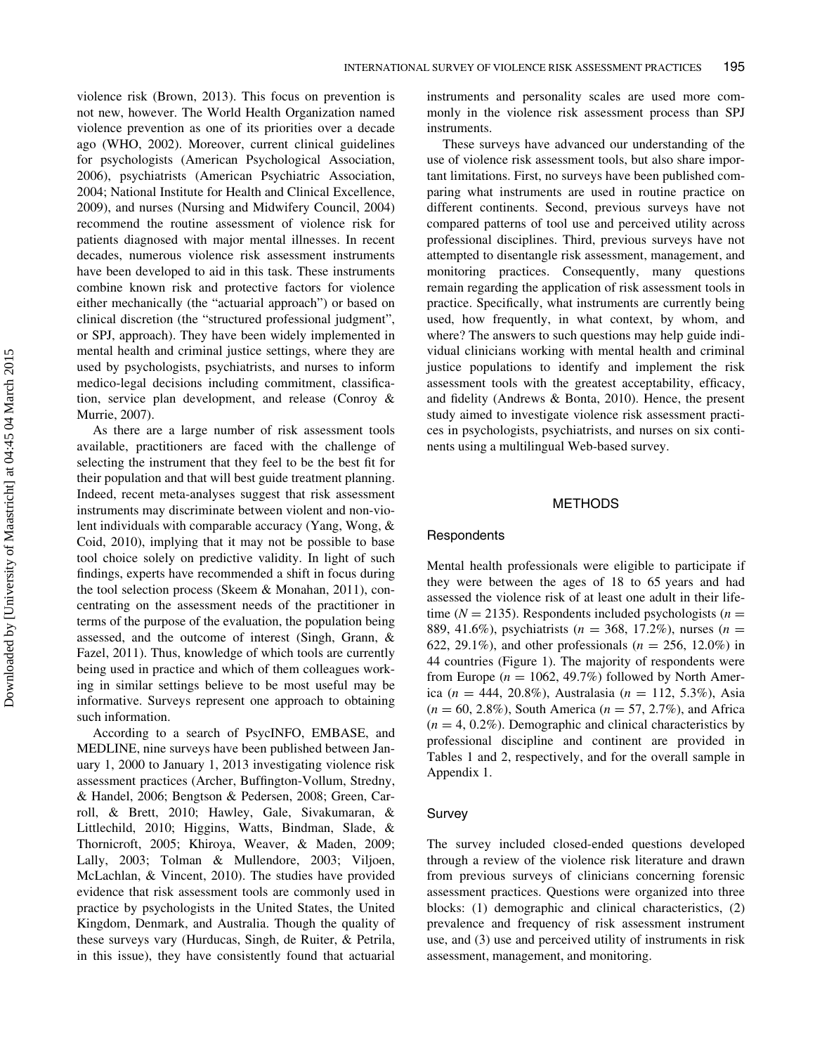violence risk (Brown, 2013). This focus on prevention is not new, however. The World Health Organization named violence prevention as one of its priorities over a decade ago (WHO, 2002). Moreover, current clinical guidelines for psychologists (American Psychological Association, 2006), psychiatrists (American Psychiatric Association, 2004; National Institute for Health and Clinical Excellence, 2009), and nurses (Nursing and Midwifery Council, 2004) recommend the routine assessment of violence risk for patients diagnosed with major mental illnesses. In recent decades, numerous violence risk assessment instruments have been developed to aid in this task. These instruments combine known risk and protective factors for violence either mechanically (the "actuarial approach") or based on clinical discretion (the "structured professional judgment", or SPJ, approach). They have been widely implemented in mental health and criminal justice settings, where they are used by psychologists, psychiatrists, and nurses to inform medico-legal decisions including commitment, classification, service plan development, and release (Conroy & Murrie, 2007).

As there are a large number of risk assessment tools available, practitioners are faced with the challenge of selecting the instrument that they feel to be the best fit for their population and that will best guide treatment planning. Indeed, recent meta-analyses suggest that risk assessment instruments may discriminate between violent and non-violent individuals with comparable accuracy (Yang, Wong, & Coid, 2010), implying that it may not be possible to base tool choice solely on predictive validity. In light of such findings, experts have recommended a shift in focus during the tool selection process (Skeem & Monahan, 2011), concentrating on the assessment needs of the practitioner in terms of the purpose of the evaluation, the population being assessed, and the outcome of interest (Singh, Grann, & Fazel, 2011). Thus, knowledge of which tools are currently being used in practice and which of them colleagues working in similar settings believe to be most useful may be informative. Surveys represent one approach to obtaining such information.

According to a search of PsycINFO, EMBASE, and MEDLINE, nine surveys have been published between January 1, 2000 to January 1, 2013 investigating violence risk assessment practices (Archer, Buffington-Vollum, Stredny, & Handel, 2006; Bengtson & Pedersen, 2008; Green, Carroll, & Brett, 2010; Hawley, Gale, Sivakumaran, & Littlechild, 2010; Higgins, Watts, Bindman, Slade, & Thornicroft, 2005; Khiroya, Weaver, & Maden, 2009; Lally, 2003; Tolman & Mullendore, 2003; Viljoen, McLachlan, & Vincent, 2010). The studies have provided evidence that risk assessment tools are commonly used in practice by psychologists in the United States, the United Kingdom, Denmark, and Australia. Though the quality of these surveys vary (Hurducas, Singh, de Ruiter, & Petrila, in this issue), they have consistently found that actuarial instruments and personality scales are used more commonly in the violence risk assessment process than SPJ instruments.

These surveys have advanced our understanding of the use of violence risk assessment tools, but also share important limitations. First, no surveys have been published comparing what instruments are used in routine practice on different continents. Second, previous surveys have not compared patterns of tool use and perceived utility across professional disciplines. Third, previous surveys have not attempted to disentangle risk assessment, management, and monitoring practices. Consequently, many questions remain regarding the application of risk assessment tools in practice. Specifically, what instruments are currently being used, how frequently, in what context, by whom, and where? The answers to such questions may help guide individual clinicians working with mental health and criminal justice populations to identify and implement the risk assessment tools with the greatest acceptability, efficacy, and fidelity (Andrews & Bonta, 2010). Hence, the present study aimed to investigate violence risk assessment practices in psychologists, psychiatrists, and nurses on six continents using a multilingual Web-based survey.

## METHODS

### Respondents

Mental health professionals were eligible to participate if they were between the ages of 18 to 65 years and had assessed the violence risk of at least one adult in their lifetime ($N = 2135$). Respondents included psychologists ($n = 889$, 41.6%), psychiatrists ($n = 368$, 17.2%), nurses ($n = 622$, 29.1%), and other professionals ($n = 256$, 12.0%) in 44 countries (Figure 1). The majority of respondents were from Europe ($n = 1062$, 49.7%) followed by North America ($n = 444$, 20.8%), Australasia ($n = 112$, 5.3%), Asia ($n = 60$, 2.8%), South America ($n = 57$, 2.7%), and Africa ($n = 4$, 0.2%). Demographic and clinical characteristics by professional discipline and continent are provided in Tables 1 and 2, respectively, and for the overall sample in Appendix 1.

### Survey

The survey included closed-ended questions developed through a review of the violence risk literature and drawn from previous surveys of clinicians concerning forensic assessment practices. Questions were organized into three blocks: (1) demographic and clinical characteristics, (2) prevalence and frequency of risk assessment instrument use, and (3) use and perceived utility of instruments in risk assessment, management, and monitoring.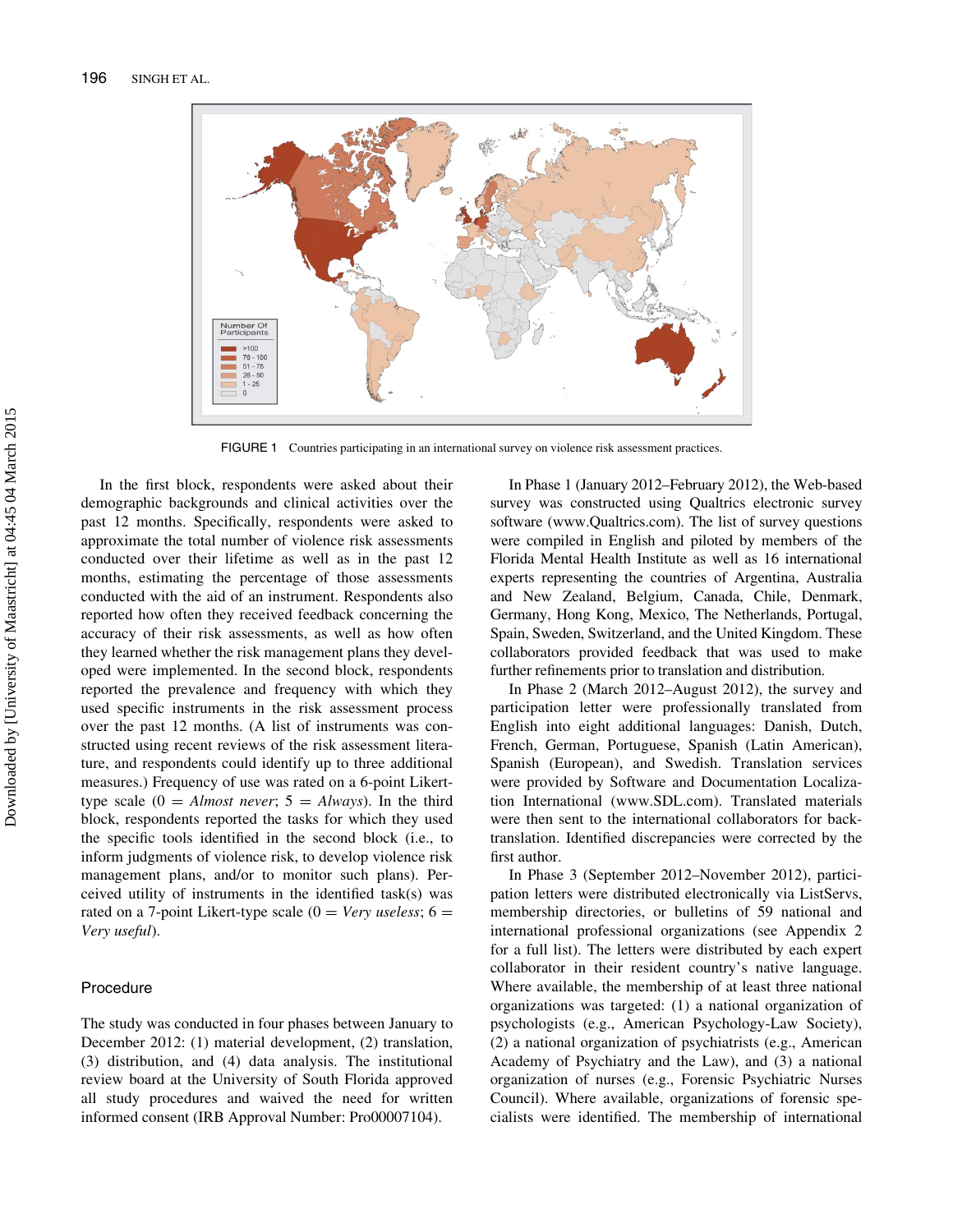FIGURE 1 Countries participating in an international survey on violence risk assessment practices.

In the first block, respondents were asked about their demographic backgrounds and clinical activities over the past 12 months. Specifically, respondents were asked to approximate the total number of violence risk assessments conducted over their lifetime as well as in the past 12 months, estimating the percentage of those assessments conducted with the aid of an instrument. Respondents also reported how often they received feedback concerning the accuracy of their risk assessments, as well as how often they learned whether the risk management plans they developed were implemented. In the second block, respondents reported the prevalence and frequency with which they used specific instruments in the risk assessment process over the past 12 months. (A list of instruments was constructed using recent reviews of the risk assessment literature, and respondents could identify up to three additional measures.) Frequency of use was rated on a 6-point Likert-type scale (0 = *Almost never*; 5 = *Always*). In the third block, respondents reported the tasks for which they used the specific tools identified in the second block (i.e., to inform judgments of violence risk, to develop violence risk management plans, and/or to monitor such plans). Perceived utility of instruments in the identified task(s) was rated on a 7-point Likert-type scale (0 = *Very useless*; 6 = *Very useful*).

## Procedure

The study was conducted in four phases between January to December 2012: (1) material development, (2) translation, (3) distribution, and (4) data analysis. The institutional review board at the University of South Florida approved all study procedures and waived the need for written informed consent (IRB Approval Number: Pro00007104).

In Phase 1 (January 2012–February 2012), the Web-based survey was constructed using Qualtrics electronic survey software (www.Qualtrics.com). The list of survey questions were compiled in English and piloted by members of the Florida Mental Health Institute as well as 16 international experts representing the countries of Argentina, Australia and New Zealand, Belgium, Canada, Chile, Denmark, Germany, Hong Kong, Mexico, The Netherlands, Portugal, Spain, Sweden, Switzerland, and the United Kingdom. These collaborators provided feedback that was used to make further refinements prior to translation and distribution.

In Phase 2 (March 2012–August 2012), the survey and participation letter were professionally translated from English into eight additional languages: Danish, Dutch, French, German, Portuguese, Spanish (Latin American), Spanish (European), and Swedish. Translation services were provided by Software and Documentation Localization International (www.SDL.com). Translated materials were then sent to the international collaborators for back-translation. Identified discrepancies were corrected by the first author.

In Phase 3 (September 2012–November 2012), participation letters were distributed electronically via ListServs, membership directories, or bulletins of 59 national and international professional organizations (see Appendix 2 for a full list). The letters were distributed by each expert collaborator in their resident country's native language. Where available, the membership of at least three national organizations was targeted: (1) a national organization of psychologists (e.g., American Psychology-Law Society), (2) a national organization of psychiatrists (e.g., American Academy of Psychiatry and the Law), and (3) a national organization of nurses (e.g., Forensic Psychiatric Nurses Council). Where available, organizations of forensic specialists were identified. The membership of international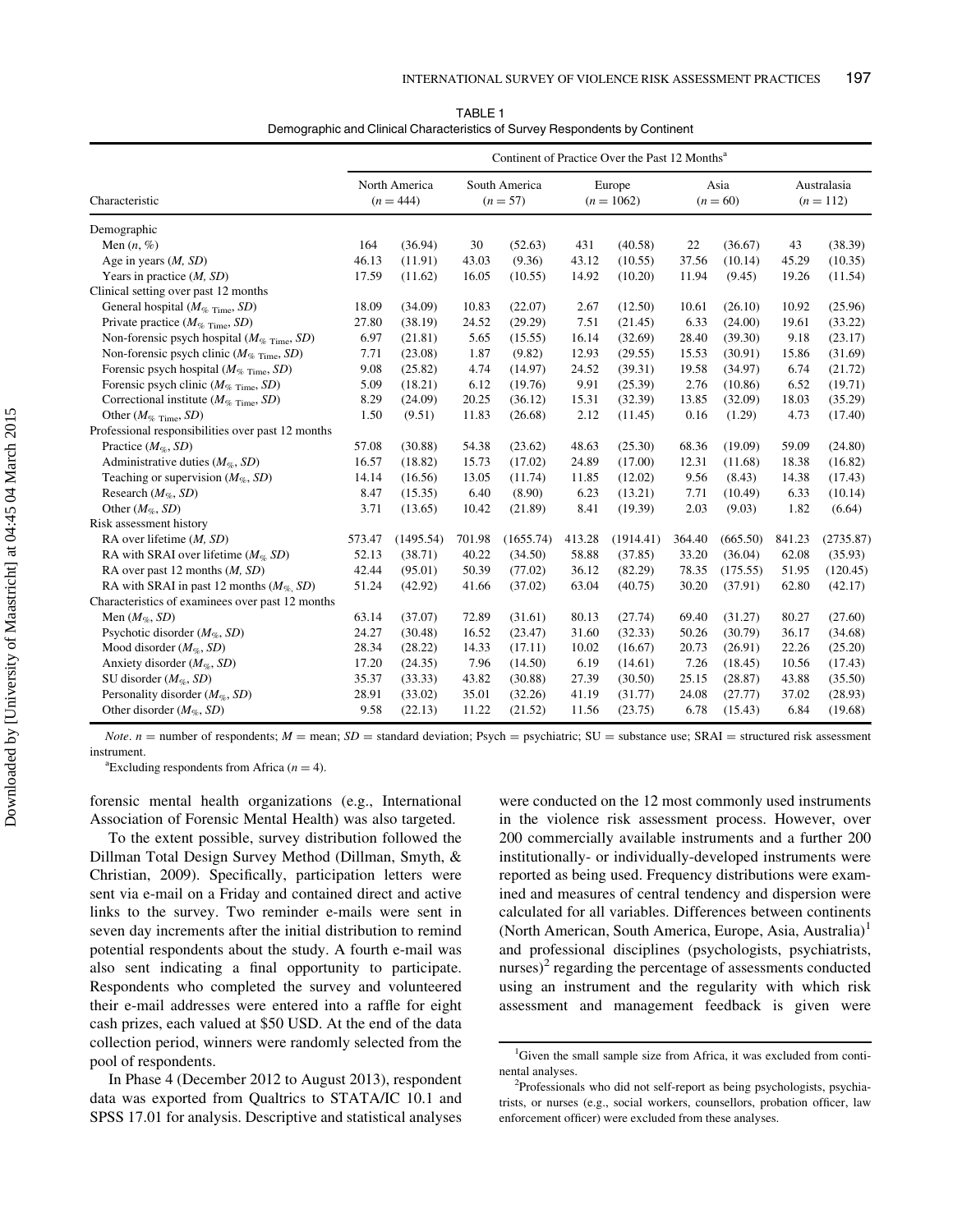TABLE 1
Demographic and Clinical Characteristics of Survey Respondents by Continent

| Characteristic | Continent of Practice Over the Past 12 Months[a] | | | | | | | | | |
|---|---|---|---|---|---|---|---|---|---|---|
| | North America ($n = 444$) | | South America ($n = 57$) | | Europe ($n = 1062$) | | Asia ($n = 60$) | | Australasia ($n = 112$) | |
| Demographic | | | | | | | | | | |
| Men ($n$, %) | 164 | (36.94) | 30 | (52.63) | 431 | (40.58) | 22 | (36.67) | 43 | (38.39) |
| Age in years ($M$, $SD$) | 46.13 | (11.91) | 43.03 | (9.36) | 43.12 | (10.55) | 37.56 | (10.14) | 45.29 | (10.35) |
| Years in practice ($M$, $SD$) | 17.59 | (11.62) | 16.05 | (10.55) | 14.92 | (10.20) | 11.94 | (9.45) | 19.26 | (11.54) |
| Clinical setting over past 12 months | | | | | | | | | | |
| General hospital ($M_{\%\ \text{Time}}$, $SD$) | 18.09 | (34.09) | 10.83 | (22.07) | 2.67 | (12.50) | 10.61 | (26.10) | 10.92 | (25.96) |
| Private practice ($M_{\%\ \text{Time}}$, $SD$) | 27.80 | (38.19) | 24.52 | (29.29) | 7.51 | (21.45) | 6.33 | (24.00) | 19.61 | (33.22) |
| Non-forensic psych hospital ($M_{\%\ \text{Time}}$, $SD$) | 6.97 | (21.81) | 5.65 | (15.55) | 16.14 | (32.69) | 28.40 | (39.30) | 9.18 | (23.17) |
| Non-forensic psych clinic ($M_{\%\ \text{Time}}$, $SD$) | 7.71 | (23.08) | 1.87 | (9.82) | 12.93 | (29.55) | 15.53 | (30.91) | 15.86 | (31.69) |
| Forensic psych hospital ($M_{\%\ \text{Time}}$, $SD$) | 9.08 | (25.82) | 4.74 | (14.97) | 24.52 | (39.31) | 19.58 | (34.97) | 6.74 | (21.72) |
| Forensic psych clinic ($M_{\%\ \text{Time}}$, $SD$) | 5.09 | (18.21) | 6.12 | (19.76) | 9.91 | (25.39) | 2.76 | (10.86) | 6.52 | (19.71) |
| Correctional institute ($M_{\%\ \text{Time}}$, $SD$) | 8.29 | (24.09) | 20.25 | (36.12) | 15.31 | (32.39) | 13.85 | (32.09) | 18.03 | (35.29) |
| Other ($M_{\%\ \text{Time}}$, $SD$) | 1.50 | (9.51) | 11.83 | (26.68) | 2.12 | (11.45) | 0.16 | (1.29) | 4.73 | (17.40) |
| Professional responsibilities over past 12 months | | | | | | | | | | |
| Practice ($M_{\%}$, $SD$) | 57.08 | (30.88) | 54.38 | (23.62) | 48.63 | (25.30) | 68.36 | (19.09) | 59.09 | (24.80) |
| Administrative duties ($M_{\%}$, $SD$) | 16.57 | (18.82) | 15.73 | (17.02) | 24.89 | (17.00) | 12.31 | (11.68) | 18.38 | (16.82) |
| Teaching or supervision ($M_{\%}$, $SD$) | 14.14 | (16.56) | 13.05 | (11.74) | 11.85 | (12.02) | 9.56 | (8.43) | 14.38 | (17.43) |
| Research ($M_{\%}$, $SD$) | 8.47 | (15.35) | 6.40 | (8.90) | 6.23 | (13.21) | 7.71 | (10.49) | 6.33 | (10.14) |
| Other ($M_{\%}$, $SD$) | 3.71 | (13.65) | 10.42 | (21.89) | 8.41 | (19.39) | 2.03 | (9.03) | 1.82 | (6.64) |
| Risk assessment history | | | | | | | | | | |
| RA over lifetime ($M$, $SD$) | 573.47 | (1495.54) | 701.98 | (1655.74) | 413.28 | (1914.41) | 364.40 | (665.50) | 841.23 | (2735.87) |
| RA with SRAI over lifetime ($M_{\%}$ $SD$) | 52.13 | (38.71) | 40.22 | (34.50) | 58.88 | (37.85) | 33.20 | (36.04) | 62.08 | (35.93) |
| RA over past 12 months ($M$, $SD$) | 42.44 | (95.01) | 50.39 | (77.02) | 36.12 | (82.29) | 78.35 | (175.55) | 51.95 | (120.45) |
| RA with SRAI in past 12 months ($M_{\%}$, $SD$) | 51.24 | (42.92) | 41.66 | (37.02) | 63.04 | (40.75) | 30.20 | (37.91) | 62.80 | (42.17) |
| Characteristics of examinees over past 12 months | | | | | | | | | | |
| Men ($M_{\%}$, $SD$) | 63.14 | (37.07) | 72.89 | (31.61) | 80.13 | (27.74) | 69.40 | (31.27) | 80.27 | (27.60) |
| Psychotic disorder ($M_{\%}$, $SD$) | 24.27 | (30.48) | 16.52 | (23.47) | 31.60 | (32.33) | 50.26 | (30.79) | 36.17 | (34.68) |
| Mood disorder ($M_{\%}$, $SD$) | 28.34 | (28.22) | 14.33 | (17.11) | 10.02 | (16.67) | 20.73 | (26.91) | 22.26 | (25.20) |
| Anxiety disorder ($M_{\%}$, $SD$) | 17.20 | (24.35) | 7.96 | (14.50) | 6.19 | (14.61) | 7.26 | (18.45) | 10.56 | (17.43) |
| SU disorder ($M_{\%}$, $SD$) | 35.37 | (33.33) | 43.82 | (30.88) | 27.39 | (30.50) | 25.15 | (28.87) | 43.88 | (35.50) |
| Personality disorder ($M_{\%}$, $SD$) | 28.91 | (33.02) | 35.01 | (32.26) | 41.19 | (31.77) | 24.08 | (27.77) | 37.02 | (28.93) |
| Other disorder ($M_{\%}$, $SD$) | 9.58 | (22.13) | 11.22 | (21.52) | 11.56 | (23.75) | 6.78 | (15.43) | 6.84 | (19.68) |

*Note*. $n$ = number of respondents; $M$ = mean; $SD$ = standard deviation; Psych = psychiatric; SU = substance use; SRAI = structured risk assessment instrument.

[a]Excluding respondents from Africa ($n = 4$).

forensic mental health organizations (e.g., International Association of Forensic Mental Health) was also targeted.

To the extent possible, survey distribution followed the Dillman Total Design Survey Method (Dillman, Smyth, & Christian, 2009). Specifically, participation letters were sent via e-mail on a Friday and contained direct and active links to the survey. Two reminder e-mails were sent in seven day increments after the initial distribution to remind potential respondents about the study. A fourth e-mail was also sent indicating a final opportunity to participate. Respondents who completed the survey and volunteered their e-mail addresses were entered into a raffle for eight cash prizes, each valued at $50 USD. At the end of the data collection period, winners were randomly selected from the pool of respondents.

In Phase 4 (December 2012 to August 2013), respondent data was exported from Qualtrics to STATA/IC 10.1 and SPSS 17.01 for analysis. Descriptive and statistical analyses were conducted on the 12 most commonly used instruments in the violence risk assessment process. However, over 200 commercially available instruments and a further 200 institutionally- or individually-developed instruments were reported as being used. Frequency distributions were examined and measures of central tendency and dispersion were calculated for all variables. Differences between continents (North American, South America, Europe, Asia, Australia)[1] and professional disciplines (psychologists, psychiatrists, nurses)[2] regarding the percentage of assessments conducted using an instrument and the regularity with which risk assessment and management feedback is given were

[1]Given the small sample size from Africa, it was excluded from continental analyses.

[2]Professionals who did not self-report as being psychologists, psychiatrists, or nurses (e.g., social workers, counsellors, probation officer, law enforcement officer) were excluded from these analyses.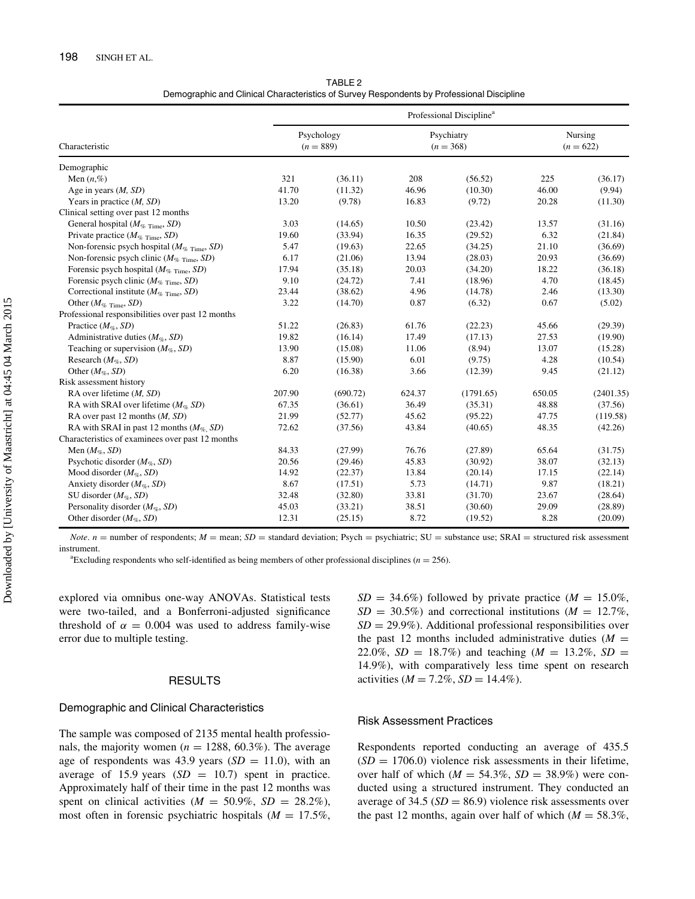TABLE 2
Demographic and Clinical Characteristics of Survey Respondents by Professional Discipline

| Characteristic | Professional Discipline[a] | | | | | |
|---|---|---|---|---|---|---|
| | Psychology ($n$ = 889) | | Psychiatry ($n$ = 368) | | Nursing ($n$ = 622) | |
| Demographic | | | | | | |
| Men ($n$,%) | 321 | (36.11) | 208 | (56.52) | 225 | (36.17) |
| Age in years ($M$, $SD$) | 41.70 | (11.32) | 46.96 | (10.30) | 46.00 | (9.94) |
| Years in practice ($M$, $SD$) | 13.20 | (9.78) | 16.83 | (9.72) | 20.28 | (11.30) |
| Clinical setting over past 12 months | | | | | | |
| General hospital ($M_{\%\ \text{Time}}$, $SD$) | 3.03 | (14.65) | 10.50 | (23.42) | 13.57 | (31.16) |
| Private practice ($M_{\%\ \text{Time}}$, $SD$) | 19.60 | (33.94) | 16.35 | (29.52) | 6.32 | (21.84) |
| Non-forensic psych hospital ($M_{\%\ \text{Time}}$, $SD$) | 5.47 | (19.63) | 22.65 | (34.25) | 21.10 | (36.69) |
| Non-forensic psych clinic ($M_{\%\ \text{Time}}$, $SD$) | 6.17 | (21.06) | 13.94 | (28.03) | 20.93 | (36.69) |
| Forensic psych hospital ($M_{\%\ \text{Time}}$, $SD$) | 17.94 | (35.18) | 20.03 | (34.20) | 18.22 | (36.18) |
| Forensic psych clinic ($M_{\%\ \text{Time}}$, $SD$) | 9.10 | (24.72) | 7.41 | (18.96) | 4.70 | (18.45) |
| Correctional institute ($M_{\%\ \text{Time}}$, $SD$) | 23.44 | (38.62) | 4.96 | (14.78) | 2.46 | (13.30) |
| Other ($M_{\%\ \text{Time}}$, $SD$) | 3.22 | (14.70) | 0.87 | (6.32) | 0.67 | (5.02) |
| Professional responsibilities over past 12 months | | | | | | |
| Practice ($M_{\%}$, $SD$) | 51.22 | (26.83) | 61.76 | (22.23) | 45.66 | (29.39) |
| Administrative duties ($M_{\%}$, $SD$) | 19.82 | (16.14) | 17.49 | (17.13) | 27.53 | (19.90) |
| Teaching or supervision ($M_{\%}$, $SD$) | 13.90 | (15.08) | 11.06 | (8.94) | 13.07 | (15.28) |
| Research ($M_{\%}$, $SD$) | 8.87 | (15.90) | 6.01 | (9.75) | 4.28 | (10.54) |
| Other ($M_{\%}$, $SD$) | 6.20 | (16.38) | 3.66 | (12.39) | 9.45 | (21.12) |
| Risk assessment history | | | | | | |
| RA over lifetime ($M$, $SD$) | 207.90 | (690.72) | 624.37 | (1791.65) | 650.05 | (2401.35) |
| RA with SRAI over lifetime ($M_{\%}$ $SD$) | 67.35 | (36.61) | 36.49 | (35.31) | 48.88 | (37.56) |
| RA over past 12 months ($M$, $SD$) | 21.99 | (52.77) | 45.62 | (95.22) | 47.75 | (119.58) |
| RA with SRAI in past 12 months ($M_{\%}$, $SD$) | 72.62 | (37.56) | 43.84 | (40.65) | 48.35 | (42.26) |
| Characteristics of examinees over past 12 months | | | | | | |
| Men ($M_{\%}$, $SD$) | 84.33 | (27.99) | 76.76 | (27.89) | 65.64 | (31.75) |
| Psychotic disorder ($M_{\%}$, $SD$) | 20.56 | (29.46) | 45.83 | (30.92) | 38.07 | (32.13) |
| Mood disorder ($M_{\%}$, $SD$) | 14.92 | (22.37) | 13.84 | (20.14) | 17.15 | (22.14) |
| Anxiety disorder ($M_{\%}$, $SD$) | 8.67 | (17.51) | 5.73 | (14.71) | 9.87 | (18.21) |
| SU disorder ($M_{\%}$, $SD$) | 32.48 | (32.80) | 33.81 | (31.70) | 23.67 | (28.64) |
| Personality disorder ($M_{\%}$, $SD$) | 45.03 | (33.21) | 38.51 | (30.60) | 29.09 | (28.89) |
| Other disorder ($M_{\%}$, $SD$) | 12.31 | (25.15) | 8.72 | (19.52) | 8.28 | (20.09) |

*Note*. $n$ = number of respondents; $M$ = mean; $SD$ = standard deviation; Psych = psychiatric; SU = substance use; SRAI = structured risk assessment instrument.

[a]Excluding respondents who self-identified as being members of other professional disciplines ($n$ = 256).

explored via omnibus one-way ANOVAs. Statistical tests were two-tailed, and a Bonferroni-adjusted significance threshold of $\alpha = 0.004$ was used to address family-wise error due to multiple testing.

## RESULTS

### Demographic and Clinical Characteristics

The sample was composed of 2135 mental health professionals, the majority women ($n$ = 1288, 60.3%). The average age of respondents was 43.9 years ($SD$ = 11.0), with an average of 15.9 years ($SD$ = 10.7) spent in practice. Approximately half of their time in the past 12 months was spent on clinical activities ($M$ = 50.9%, $SD$ = 28.2%), most often in forensic psychiatric hospitals ($M$ = 17.5%, $SD$ = 34.6%) followed by private practice ($M$ = 15.0%, $SD$ = 30.5%) and correctional institutions ($M$ = 12.7%, $SD$ = 29.9%). Additional professional responsibilities over the past 12 months included administrative duties ($M$ = 22.0%, $SD$ = 18.7%) and teaching ($M$ = 13.2%, $SD$ = 14.9%), with comparatively less time spent on research activities ($M$ = 7.2%, $SD$ = 14.4%).

### Risk Assessment Practices

Respondents reported conducting an average of 435.5 ($SD$ = 1706.0) violence risk assessments in their lifetime, over half of which ($M$ = 54.3%, $SD$ = 38.9%) were conducted using a structured instrument. They conducted an average of 34.5 ($SD$ = 86.9) violence risk assessments over the past 12 months, again over half of which ($M$ = 58.3%,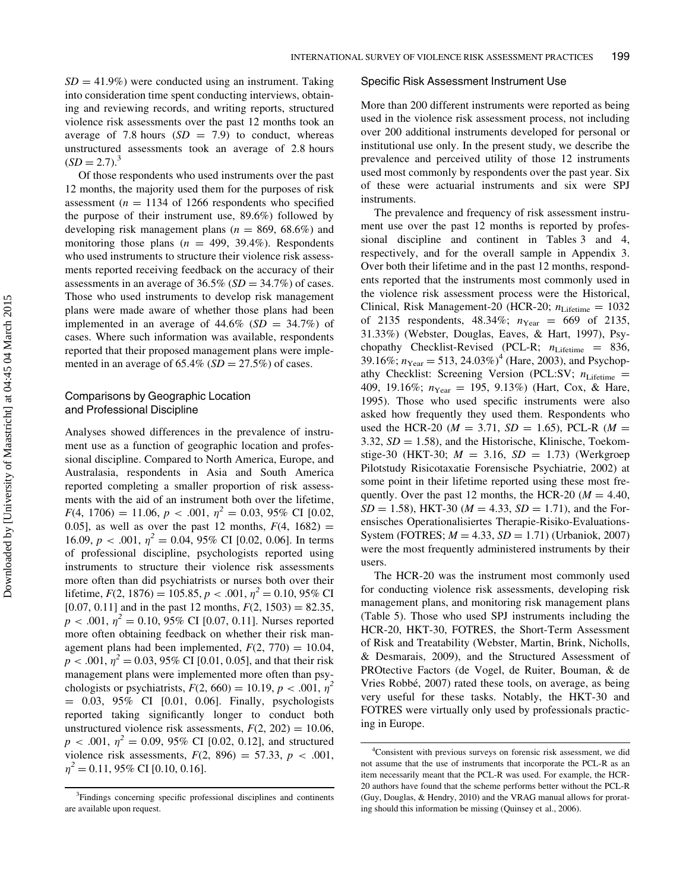$SD = 41.9\%$) were conducted using an instrument. Taking into consideration time spent conducting interviews, obtaining and reviewing records, and writing reports, structured violence risk assessments over the past 12 months took an average of 7.8 hours ($SD = 7.9$) to conduct, whereas unstructured assessments took an average of 2.8 hours ($SD = 2.7$).[3]

Of those respondents who used instruments over the past 12 months, the majority used them for the purposes of risk assessment ($n = 1134$ of 1266 respondents who specified the purpose of their instrument use, 89.6%) followed by developing risk management plans ($n = 869$, 68.6%) and monitoring those plans ($n = 499$, 39.4%). Respondents who used instruments to structure their violence risk assessments reported receiving feedback on the accuracy of their assessments in an average of 36.5% ($SD = 34.7\%$) of cases. Those who used instruments to develop risk management plans were made aware of whether those plans had been implemented in an average of 44.6% ($SD = 34.7\%$) of cases. Where such information was available, respondents reported that their proposed management plans were implemented in an average of 65.4% ($SD = 27.5\%$) of cases.

### Comparisons by Geographic Location and Professional Discipline

Analyses showed differences in the prevalence of instrument use as a function of geographic location and professional discipline. Compared to North America, Europe, and Australasia, respondents in Asia and South America reported completing a smaller proportion of risk assessments with the aid of an instrument both over the lifetime, $F(4, 1706) = 11.06$, $p < .001$, $\eta^2 = 0.03$, 95% CI [0.02, 0.05], as well as over the past 12 months, $F(4, 1682) = 16.09$, $p < .001$, $\eta^2 = 0.04$, 95% CI [0.02, 0.06]. In terms of professional discipline, psychologists reported using instruments to structure their violence risk assessments more often than did psychiatrists or nurses both over their lifetime, $F(2, 1876) = 105.85$, $p < .001$, $\eta^2 = 0.10$, 95% CI [0.07, 0.11] and in the past 12 months, $F(2, 1503) = 82.35$, $p < .001$, $\eta^2 = 0.10$, 95% CI [0.07, 0.11]. Nurses reported more often obtaining feedback on whether their risk management plans had been implemented, $F(2, 770) = 10.04$, $p < .001$, $\eta^2 = 0.03$, 95% CI [0.01, 0.05], and that their risk management plans were implemented more often than psychologists or psychiatrists, $F(2, 660) = 10.19$, $p < .001$, $\eta^2 = 0.03$, 95% CI [0.01, 0.06]. Finally, psychologists reported taking significantly longer to conduct both unstructured violence risk assessments, $F(2, 202) = 10.06$, $p < .001$, $\eta^2 = 0.09$, 95% CI [0.02, 0.12], and structured violence risk assessments, $F(2, 896) = 57.33$, $p < .001$, $\eta^2 = 0.11$, 95% CI [0.10, 0.16].

### Specific Risk Assessment Instrument Use

More than 200 different instruments were reported as being used in the violence risk assessment process, not including over 200 additional instruments developed for personal or institutional use only. In the present study, we describe the prevalence and perceived utility of those 12 instruments used most commonly by respondents over the past year. Six of these were actuarial instruments and six were SPJ instruments.

The prevalence and frequency of risk assessment instrument use over the past 12 months is reported by professional discipline and continent in Tables 3 and 4, respectively, and for the overall sample in Appendix 3. Over both their lifetime and in the past 12 months, respondents reported that the instruments most commonly used in the violence risk assessment process were the Historical, Clinical, Risk Management-20 (HCR-20; $n_{\text{Lifetime}} = 1032$ of 2135 respondents, 48.34%; $n_{\text{Year}} = 669$ of 2135, 31.33%) (Webster, Douglas, Eaves, & Hart, 1997), Psychopathy Checklist-Revised (PCL-R; $n_{\text{Lifetime}} = 836$, 39.16%; $n_{\text{Year}} = 513$, 24.03%)[4] (Hare, 2003), and Psychopathy Checklist: Screening Version (PCL:SV; $n_{\text{Lifetime}} = 409$, 19.16%; $n_{\text{Year}} = 195$, 9.13%) (Hart, Cox, & Hare, 1995). Those who used specific instruments were also asked how frequently they used them. Respondents who used the HCR-20 ($M = 3.71$, $SD = 1.65$), PCL-R ($M = 3.32$, $SD = 1.58$), and the Historische, Klinische, Toekomstige-30 (HKT-30; $M = 3.16$, $SD = 1.73$) (Werkgroep Pilotstudy Risicotaxatie Forensische Psychiatrie, 2002) at some point in their lifetime reported using these most frequently. Over the past 12 months, the HCR-20 ($M = 4.40$, $SD = 1.58$), HKT-30 ($M = 4.33$, $SD = 1.71$), and the Forensisches Operationalisiertes Therapie-Risiko-Evaluations-System (FOTRES; $M = 4.33$, $SD = 1.71$) (Urbaniok, 2007) were the most frequently administered instruments by their users.

The HCR-20 was the instrument most commonly used for conducting violence risk assessments, developing risk management plans, and monitoring risk management plans (Table 5). Those who used SPJ instruments including the HCR-20, HKT-30, FOTRES, the Short-Term Assessment of Risk and Treatability (Webster, Martin, Brink, Nicholls, & Desmarais, 2009), and the Structured Assessment of PROtective Factors (de Vogel, de Ruiter, Bouman, & de Vries Robbé, 2007) rated these tools, on average, as being very useful for these tasks. Notably, the HKT-30 and FOTRES were virtually only used by professionals practicing in Europe.

---

[3]Findings concerning specific professional disciplines and continents are available upon request.

[4]Consistent with previous surveys on forensic risk assessment, we did not assume that the use of instruments that incorporate the PCL-R as an item necessarily meant that the PCL-R was used. For example, the HCR-20 authors have found that the scheme performs better without the PCL-R (Guy, Douglas, & Hendry, 2010) and the VRAG manual allows for prorating should this information be missing (Quinsey et al., 2006).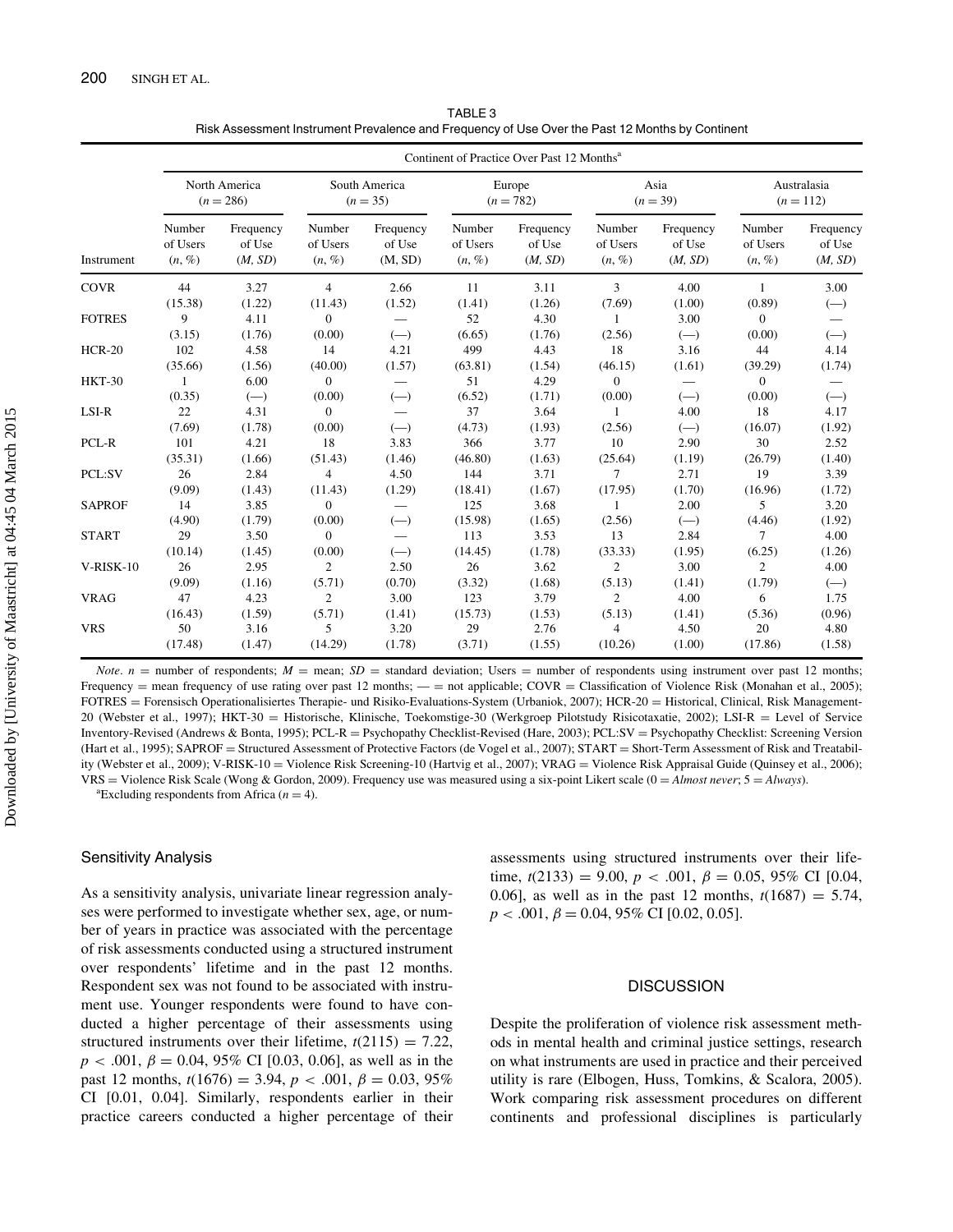TABLE 3
Risk Assessment Instrument Prevalence and Frequency of Use Over the Past 12 Months by Continent

| | Continent of Practice Over Past 12 Months[a] | | | | | | | | | |
|---|---|---|---|---|---|---|---|---|---|---|
| | North America ($n = 286$) | | South America ($n = 35$) | | Europe ($n = 782$) | | Asia ($n = 39$) | | Australasia ($n = 112$) | |
| Instrument | Number of Users ($n$, %) | Frequency of Use ($M$, $SD$) | Number of Users ($n$, %) | Frequency of Use (M, SD) | Number of Users ($n$, %) | Frequency of Use ($M$, $SD$) | Number of Users ($n$, %) | Frequency of Use ($M$, $SD$) | Number of Users ($n$, %) | Frequency of Use ($M$, $SD$) |
| COVR | 44 (15.38) | 3.27 (1.22) | 4 (11.43) | 2.66 (1.52) | 11 (1.41) | 3.11 (1.26) | 3 (7.69) | 4.00 (1.00) | 1 (0.89) | 3.00 (—) |
| FOTRES | 9 (3.15) | 4.11 (1.76) | 0 (0.00) | — (—) | 52 (6.65) | 4.30 (1.76) | 1 (2.56) | 3.00 (—) | 0 (0.00) | — (—) |
| HCR-20 | 102 (35.66) | 4.58 (1.56) | 14 (40.00) | 4.21 (1.57) | 499 (63.81) | 4.43 (1.54) | 18 (46.15) | 3.16 (1.61) | 44 (39.29) | 4.14 (1.74) |
| HKT-30 | 1 (0.35) | 6.00 (—) | 0 (0.00) | — (—) | 51 (6.52) | 4.29 (1.71) | 0 (0.00) | — (—) | 0 (0.00) | — (—) |
| LSI-R | 22 (7.69) | 4.31 (1.78) | 0 (0.00) | — (—) | 37 (4.73) | 3.64 (1.93) | 1 (2.56) | 4.00 (—) | 18 (16.07) | 4.17 (1.92) |
| PCL-R | 101 (35.31) | 4.21 (1.66) | 18 (51.43) | 3.83 (1.46) | 366 (46.80) | 3.77 (1.63) | 10 (25.64) | 2.90 (1.19) | 30 (26.79) | 2.52 (1.40) |
| PCL:SV | 26 (9.09) | 2.84 (1.43) | 4 (11.43) | 4.50 (1.29) | 144 (18.41) | 3.71 (1.67) | 7 (17.95) | 2.71 (1.70) | 19 (16.96) | 3.39 (1.72) |
| SAPROF | 14 (4.90) | 3.85 (1.79) | 0 (0.00) | — (—) | 125 (15.98) | 3.68 (1.65) | 1 (2.56) | 2.00 (—) | 5 (4.46) | 3.20 (1.92) |
| START | 29 (10.14) | 3.50 (1.45) | 0 (0.00) | — (—) | 113 (14.45) | 3.53 (1.78) | 13 (33.33) | 2.84 (1.95) | 7 (6.25) | 4.00 (1.26) |
| V-RISK-10 | 26 (9.09) | 2.95 (1.16) | 2 (5.71) | 2.50 (0.70) | 26 (3.32) | 3.62 (1.68) | 2 (5.13) | 3.00 (1.41) | 2 (1.79) | 4.00 (—) |
| VRAG | 47 (16.43) | 4.23 (1.59) | 2 (5.71) | 3.00 (1.41) | 123 (15.73) | 3.79 (1.53) | 2 (5.13) | 4.00 (1.41) | 6 (5.36) | 1.75 (0.96) |
| VRS | 50 (17.48) | 3.16 (1.47) | 5 (14.29) | 3.20 (1.78) | 29 (3.71) | 2.76 (1.55) | 4 (10.26) | 4.50 (1.00) | 20 (17.86) | 4.80 (1.58) |

*Note*. $n$ = number of respondents; $M$ = mean; $SD$ = standard deviation; Users = number of respondents using instrument over past 12 months; Frequency = mean frequency of use rating over past 12 months; — = not applicable; COVR = Classification of Violence Risk (Monahan et al., 2005); FOTRES = Forensisch Operationalisiertes Therapie- und Risiko-Evaluations-System (Urbaniok, 2007); HCR-20 = Historical, Clinical, Risk Management-20 (Webster et al., 1997); HKT-30 = Historische, Klinische, Toekomstige-30 (Werkgroep Pilotstudy Risicotaxatie, 2002); LSI-R = Level of Service Inventory-Revised (Andrews & Bonta, 1995); PCL-R = Psychopathy Checklist-Revised (Hare, 2003); PCL:SV = Psychopathy Checklist: Screening Version (Hart et al., 1995); SAPROF = Structured Assessment of Protective Factors (de Vogel et al., 2007); START = Short-Term Assessment of Risk and Treatability (Webster et al., 2009); V-RISK-10 = Violence Risk Screening-10 (Hartvig et al., 2007); VRAG = Violence Risk Appraisal Guide (Quinsey et al., 2006); VRS = Violence Risk Scale (Wong & Gordon, 2009). Frequency use was measured using a six-point Likert scale (0 = *Almost never*; 5 = *Always*).

[a]Excluding respondents from Africa ($n = 4$).

### Sensitivity Analysis

As a sensitivity analysis, univariate linear regression analyses were performed to investigate whether sex, age, or number of years in practice was associated with the percentage of risk assessments conducted using a structured instrument over respondents' lifetime and in the past 12 months. Respondent sex was not found to be associated with instrument use. Younger respondents were found to have conducted a higher percentage of their assessments using structured instruments over their lifetime, $t(2115) = 7.22$, $p < .001$, $\beta = 0.04$, 95% CI [0.03, 0.06], as well as in the past 12 months, $t(1676) = 3.94$, $p < .001$, $\beta = 0.03$, 95% CI [0.01, 0.04]. Similarly, respondents earlier in their practice careers conducted a higher percentage of their assessments using structured instruments over their lifetime, $t(2133) = 9.00$, $p < .001$, $\beta = 0.05$, 95% CI [0.04, 0.06], as well as in the past 12 months, $t(1687) = 5.74$, $p < .001$, $\beta = 0.04$, 95% CI [0.02, 0.05].

## DISCUSSION

Despite the proliferation of violence risk assessment methods in mental health and criminal justice settings, research on what instruments are used in practice and their perceived utility is rare (Elbogen, Huss, Tomkins, & Scalora, 2005). Work comparing risk assessment procedures on different continents and professional disciplines is particularly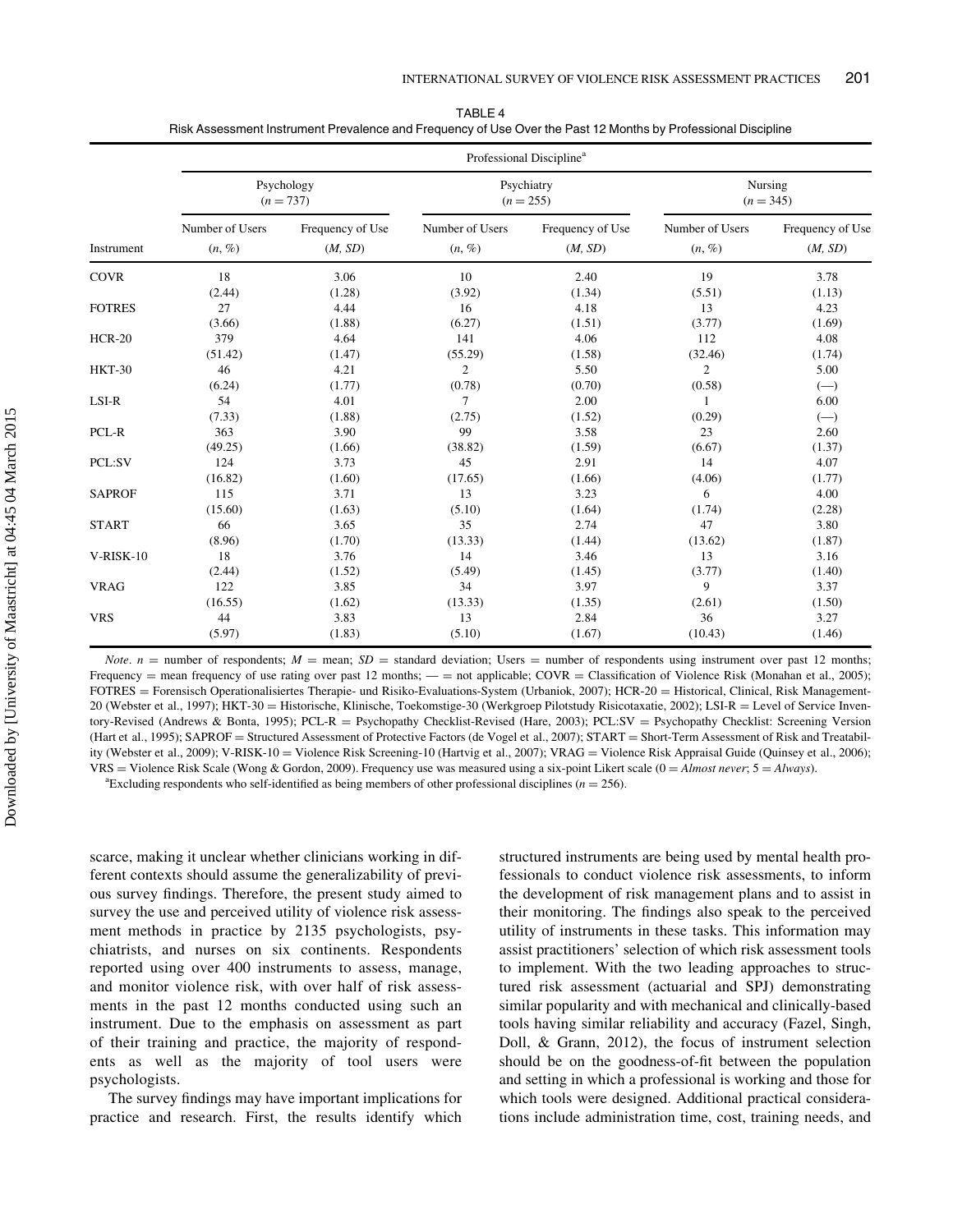TABLE 4
Risk Assessment Instrument Prevalence and Frequency of Use Over the Past 12 Months by Professional Discipline

| Instrument | Psychology ($n$ = 737) Number of Users ($n$, %) | Psychology ($n$ = 737) Frequency of Use ($M$, $SD$) | Psychiatry ($n$ = 255) Number of Users ($n$, %) | Psychiatry ($n$ = 255) Frequency of Use ($M$, $SD$) | Nursing ($n$ = 345) Number of Users ($n$, %) | Nursing ($n$ = 345) Frequency of Use ($M$, $SD$) |
|---|---|---|---|---|---|---|
| COVR | 18 (2.44) | 3.06 (1.28) | 10 (3.92) | 2.40 (1.34) | 19 (5.51) | 3.78 (1.13) |
| FOTRES | 27 (3.66) | 4.44 (1.88) | 16 (6.27) | 4.18 (1.51) | 13 (3.77) | 4.23 (1.69) |
| HCR-20 | 379 (51.42) | 4.64 (1.47) | 141 (55.29) | 4.06 (1.58) | 112 (32.46) | 4.08 (1.74) |
| HKT-30 | 46 (6.24) | 4.21 (1.77) | 2 (0.78) | 5.50 (0.70) | 2 (0.58) | 5.00 (—) |
| LSI-R | 54 (7.33) | 4.01 (1.88) | 7 (2.75) | 2.00 (1.52) | 1 (0.29) | 6.00 (—) |
| PCL-R | 363 (49.25) | 3.90 (1.66) | 99 (38.82) | 3.58 (1.59) | 23 (6.67) | 2.60 (1.37) |
| PCL:SV | 124 (16.82) | 3.73 (1.60) | 45 (17.65) | 2.91 (1.66) | 14 (4.06) | 4.07 (1.77) |
| SAPROF | 115 (15.60) | 3.71 (1.63) | 13 (5.10) | 3.23 (1.64) | 6 (1.74) | 4.00 (2.28) |
| START | 66 (8.96) | 3.65 (1.70) | 35 (13.33) | 2.74 (1.44) | 47 (13.62) | 3.80 (1.87) |
| V-RISK-10 | 18 (2.44) | 3.76 (1.52) | 14 (5.49) | 3.46 (1.45) | 13 (3.77) | 3.16 (1.40) |
| VRAG | 122 (16.55) | 3.85 (1.62) | 34 (13.33) | 3.97 (1.35) | 9 (2.61) | 3.37 (1.50) |
| VRS | 44 (5.97) | 3.83 (1.83) | 13 (5.10) | 2.84 (1.67) | 36 (10.43) | 3.27 (1.46) |

*Note*. $n$ = number of respondents; $M$ = mean; $SD$ = standard deviation; Users = number of respondents using instrument over past 12 months; Frequency = mean frequency of use rating over past 12 months; — = not applicable; COVR = Classification of Violence Risk (Monahan et al., 2005); FOTRES = Forensisch Operationalisiertes Therapie- und Risiko-Evaluations-System (Urbaniok, 2007); HCR-20 = Historical, Clinical, Risk Management-20 (Webster et al., 1997); HKT-30 = Historische, Klinische, Toekomstige-30 (Werkgroep Pilotstudy Risicotaxatie, 2002); LSI-R = Level of Service Inventory-Revised (Andrews & Bonta, 1995); PCL-R = Psychopathy Checklist-Revised (Hare, 2003); PCL:SV = Psychopathy Checklist: Screening Version (Hart et al., 1995); SAPROF = Structured Assessment of Protective Factors (de Vogel et al., 2007); START = Short-Term Assessment of Risk and Treatability (Webster et al., 2009); V-RISK-10 = Violence Risk Screening-10 (Hartvig et al., 2007); VRAG = Violence Risk Appraisal Guide (Quinsey et al., 2006); VRS = Violence Risk Scale (Wong & Gordon, 2009). Frequency use was measured using a six-point Likert scale (0 = *Almost never*; 5 = *Always*).

[a]Excluding respondents who self-identified as being members of other professional disciplines ($n$ = 256).

scarce, making it unclear whether clinicians working in different contexts should assume the generalizability of previous survey findings. Therefore, the present study aimed to survey the use and perceived utility of violence risk assessment methods in practice by 2135 psychologists, psychiatrists, and nurses on six continents. Respondents reported using over 400 instruments to assess, manage, and monitor violence risk, with over half of risk assessments in the past 12 months conducted using such an instrument. Due to the emphasis on assessment as part of their training and practice, the majority of respondents as well as the majority of tool users were psychologists.

The survey findings may have important implications for practice and research. First, the results identify which structured instruments are being used by mental health professionals to conduct violence risk assessments, to inform the development of risk management plans and to assist in their monitoring. The findings also speak to the perceived utility of instruments in these tasks. This information may assist practitioners' selection of which risk assessment tools to implement. With the two leading approaches to structured risk assessment (actuarial and SPJ) demonstrating similar popularity and with mechanical and clinically-based tools having similar reliability and accuracy (Fazel, Singh, Doll, & Grann, 2012), the focus of instrument selection should be on the goodness-of-fit between the population and setting in which a professional is working and those for which tools were designed. Additional practical considerations include administration time, cost, training needs, and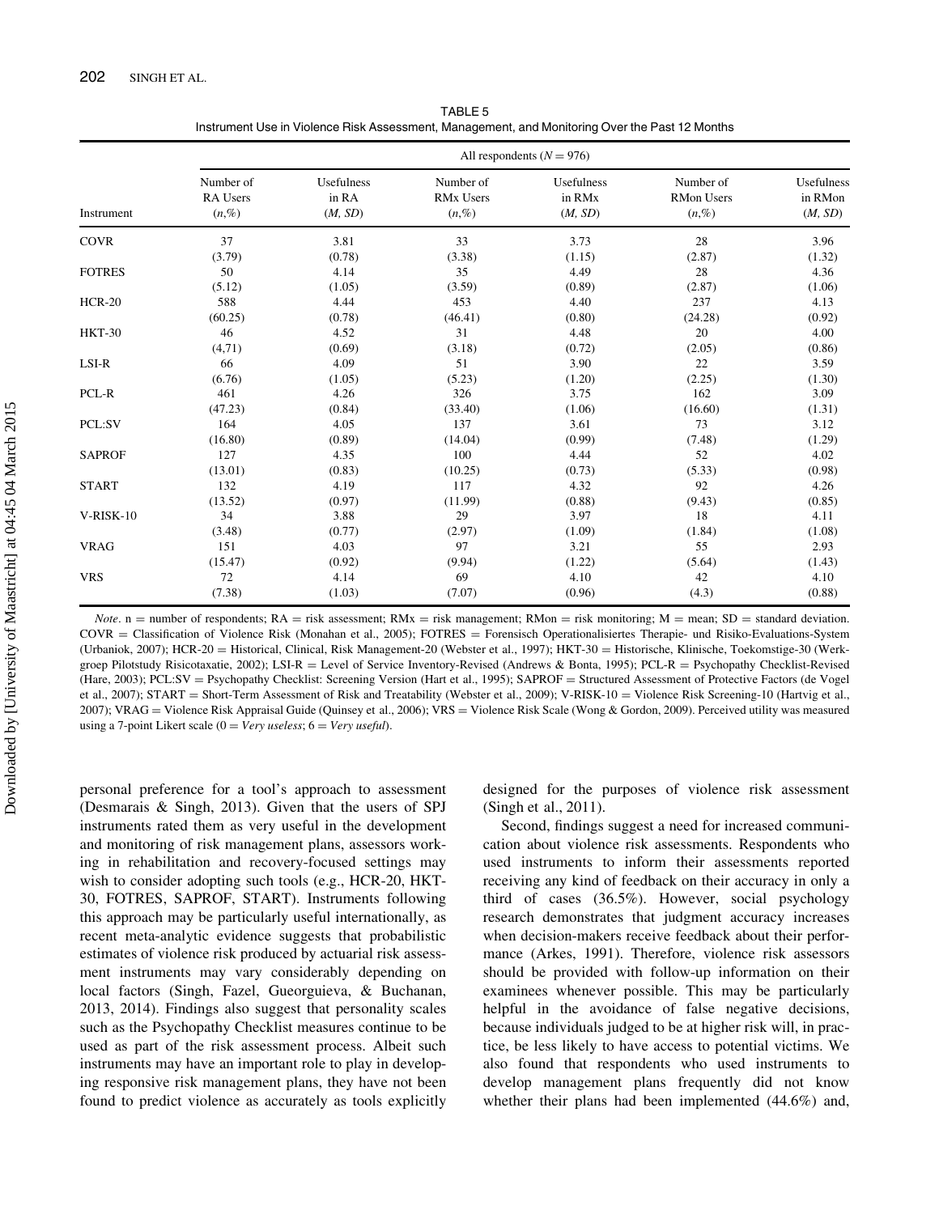TABLE 5
Instrument Use in Violence Risk Assessment, Management, and Monitoring Over the Past 12 Months

| | All respondents ($N = 976$) | | | | | |
|---|---|---|---|---|---|---|
| Instrument | Number of RA Users (*n*,%) | Usefulness in RA (*M, SD*) | Number of RMx Users (*n*,%) | Usefulness in RMx (*M, SD*) | Number of RMon Users (*n*,%) | Usefulness in RMon (*M, SD*) |
| COVR | 37 (3.79) | 3.81 (0.78) | 33 (3.38) | 3.73 (1.15) | 28 (2.87) | 3.96 (1.32) |
| FOTRES | 50 (5.12) | 4.14 (1.05) | 35 (3.59) | 4.49 (0.89) | 28 (2.87) | 4.36 (1.06) |
| HCR-20 | 588 (60.25) | 4.44 (0.78) | 453 (46.41) | 4.40 (0.80) | 237 (24.28) | 4.13 (0.92) |
| HKT-30 | 46 (4,71) | 4.52 (0.69) | 31 (3.18) | 4.48 (0.72) | 20 (2.05) | 4.00 (0.86) |
| LSI-R | 66 (6.76) | 4.09 (1.05) | 51 (5.23) | 3.90 (1.20) | 22 (2.25) | 3.59 (1.30) |
| PCL-R | 461 (47.23) | 4.26 (0.84) | 326 (33.40) | 3.75 (1.06) | 162 (16.60) | 3.09 (1.31) |
| PCL:SV | 164 (16.80) | 4.05 (0.89) | 137 (14.04) | 3.61 (0.99) | 73 (7.48) | 3.12 (1.29) |
| SAPROF | 127 (13.01) | 4.35 (0.83) | 100 (10.25) | 4.44 (0.73) | 52 (5.33) | 4.02 (0.98) |
| START | 132 (13.52) | 4.19 (0.97) | 117 (11.99) | 4.32 (0.88) | 92 (9.43) | 4.26 (0.85) |
| V-RISK-10 | 34 (3.48) | 3.88 (0.77) | 29 (2.97) | 3.97 (1.09) | 18 (1.84) | 4.11 (1.08) |
| VRAG | 151 (15.47) | 4.03 (0.92) | 97 (9.94) | 3.21 (1.22) | 55 (5.64) | 2.93 (1.43) |
| VRS | 72 (7.38) | 4.14 (1.03) | 69 (7.07) | 4.10 (0.96) | 42 (4.3) | 4.10 (0.88) |

*Note*. n = number of respondents; RA = risk assessment; RMx = risk management; RMon = risk monitoring; M = mean; SD = standard deviation. COVR = Classification of Violence Risk (Monahan et al., 2005); FOTRES = Forensisch Operationalisiertes Therapie- und Risiko-Evaluations-System (Urbaniok, 2007); HCR-20 = Historical, Clinical, Risk Management-20 (Webster et al., 1997); HKT-30 = Historische, Klinische, Toekomstige-30 (Werkgroep Pilotstudy Risicotaxatie, 2002); LSI-R = Level of Service Inventory-Revised (Andrews & Bonta, 1995); PCL-R = Psychopathy Checklist-Revised (Hare, 2003); PCL:SV = Psychopathy Checklist: Screening Version (Hart et al., 1995); SAPROF = Structured Assessment of Protective Factors (de Vogel et al., 2007); START = Short-Term Assessment of Risk and Treatability (Webster et al., 2009); V-RISK-10 = Violence Risk Screening-10 (Hartvig et al., 2007); VRAG = Violence Risk Appraisal Guide (Quinsey et al., 2006); VRS = Violence Risk Scale (Wong & Gordon, 2009). Perceived utility was measured using a 7-point Likert scale (0 = *Very useless*; 6 = *Very useful*).

personal preference for a tool's approach to assessment (Desmarais & Singh, 2013). Given that the users of SPJ instruments rated them as very useful in the development and monitoring of risk management plans, assessors working in rehabilitation and recovery-focused settings may wish to consider adopting such tools (e.g., HCR-20, HKT-30, FOTRES, SAPROF, START). Instruments following this approach may be particularly useful internationally, as recent meta-analytic evidence suggests that probabilistic estimates of violence risk produced by actuarial risk assessment instruments may vary considerably depending on local factors (Singh, Fazel, Gueorguieva, & Buchanan, 2013, 2014). Findings also suggest that personality scales such as the Psychopathy Checklist measures continue to be used as part of the risk assessment process. Albeit such instruments may have an important role to play in developing responsive risk management plans, they have not been found to predict violence as accurately as tools explicitly designed for the purposes of violence risk assessment (Singh et al., 2011).

Second, findings suggest a need for increased communication about violence risk assessments. Respondents who used instruments to inform their assessments reported receiving any kind of feedback on their accuracy in only a third of cases (36.5%). However, social psychology research demonstrates that judgment accuracy increases when decision-makers receive feedback about their performance (Arkes, 1991). Therefore, violence risk assessors should be provided with follow-up information on their examinees whenever possible. This may be particularly helpful in the avoidance of false negative decisions, because individuals judged to be at higher risk will, in practice, be less likely to have access to potential victims. We also found that respondents who used instruments to develop management plans frequently did not know whether their plans had been implemented (44.6%) and,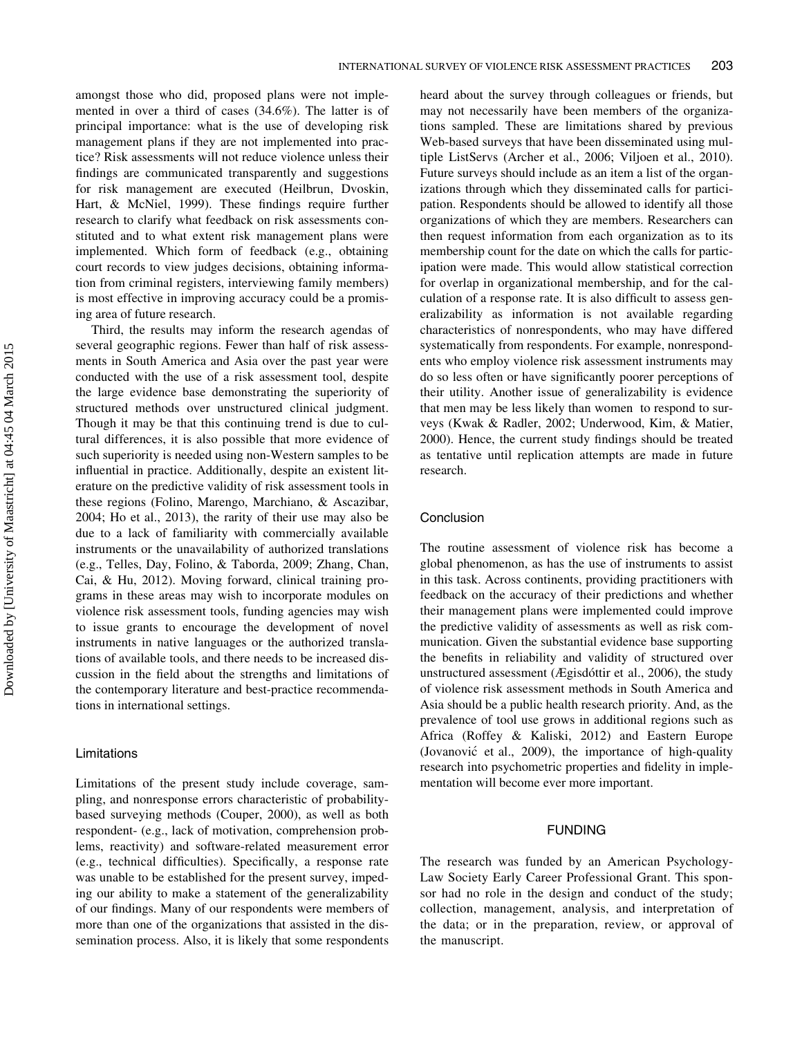amongst those who did, proposed plans were not implemented in over a third of cases (34.6%). The latter is of principal importance: what is the use of developing risk management plans if they are not implemented into practice? Risk assessments will not reduce violence unless their findings are communicated transparently and suggestions for risk management are executed (Heilbrun, Dvoskin, Hart, & McNiel, 1999). These findings require further research to clarify what feedback on risk assessments constituted and to what extent risk management plans were implemented. Which form of feedback (e.g., obtaining court records to view judges decisions, obtaining information from criminal registers, interviewing family members) is most effective in improving accuracy could be a promising area of future research.

Third, the results may inform the research agendas of several geographic regions. Fewer than half of risk assessments in South America and Asia over the past year were conducted with the use of a risk assessment tool, despite the large evidence base demonstrating the superiority of structured methods over unstructured clinical judgment. Though it may be that this continuing trend is due to cultural differences, it is also possible that more evidence of such superiority is needed using non-Western samples to be influential in practice. Additionally, despite an existent literature on the predictive validity of risk assessment tools in these regions (Folino, Marengo, Marchiano, & Ascazibar, 2004; Ho et al., 2013), the rarity of their use may also be due to a lack of familiarity with commercially available instruments or the unavailability of authorized translations (e.g., Telles, Day, Folino, & Taborda, 2009; Zhang, Chan, Cai, & Hu, 2012). Moving forward, clinical training programs in these areas may wish to incorporate modules on violence risk assessment tools, funding agencies may wish to issue grants to encourage the development of novel instruments in native languages or the authorized translations of available tools, and there needs to be increased discussion in the field about the strengths and limitations of the contemporary literature and best-practice recommendations in international settings.

### Limitations

Limitations of the present study include coverage, sampling, and nonresponse errors characteristic of probability-based surveying methods (Couper, 2000), as well as both respondent- (e.g., lack of motivation, comprehension problems, reactivity) and software-related measurement error (e.g., technical difficulties). Specifically, a response rate was unable to be established for the present survey, impeding our ability to make a statement of the generalizability of our findings. Many of our respondents were members of more than one of the organizations that assisted in the dissemination process. Also, it is likely that some respondents heard about the survey through colleagues or friends, but may not necessarily have been members of the organizations sampled. These are limitations shared by previous Web-based surveys that have been disseminated using multiple ListServs (Archer et al., 2006; Viljoen et al., 2010). Future surveys should include as an item a list of the organizations through which they disseminated calls for participation. Respondents should be allowed to identify all those organizations of which they are members. Researchers can then request information from each organization as to its membership count for the date on which the calls for participation were made. This would allow statistical correction for overlap in organizational membership, and for the calculation of a response rate. It is also difficult to assess generalizability as information is not available regarding characteristics of nonrespondents, who may have differed systematically from respondents. For example, nonrespondents who employ violence risk assessment instruments may do so less often or have significantly poorer perceptions of their utility. Another issue of generalizability is evidence that men may be less likely than women to respond to surveys (Kwak & Radler, 2002; Underwood, Kim, & Matier, 2000). Hence, the current study findings should be treated as tentative until replication attempts are made in future research.

### Conclusion

The routine assessment of violence risk has become a global phenomenon, as has the use of instruments to assist in this task. Across continents, providing practitioners with feedback on the accuracy of their predictions and whether their management plans were implemented could improve the predictive validity of assessments as well as risk communication. Given the substantial evidence base supporting the benefits in reliability and validity of structured over unstructured assessment (Ægisdóttir et al., 2006), the study of violence risk assessment methods in South America and Asia should be a public health research priority. And, as the prevalence of tool use grows in additional regions such as Africa (Roffey & Kaliski, 2012) and Eastern Europe (Jovanović et al., 2009), the importance of high-quality research into psychometric properties and fidelity in implementation will become ever more important.

## FUNDING

The research was funded by an American Psychology-Law Society Early Career Professional Grant. This sponsor had no role in the design and conduct of the study; collection, management, analysis, and interpretation of the data; or in the preparation, review, or approval of the manuscript.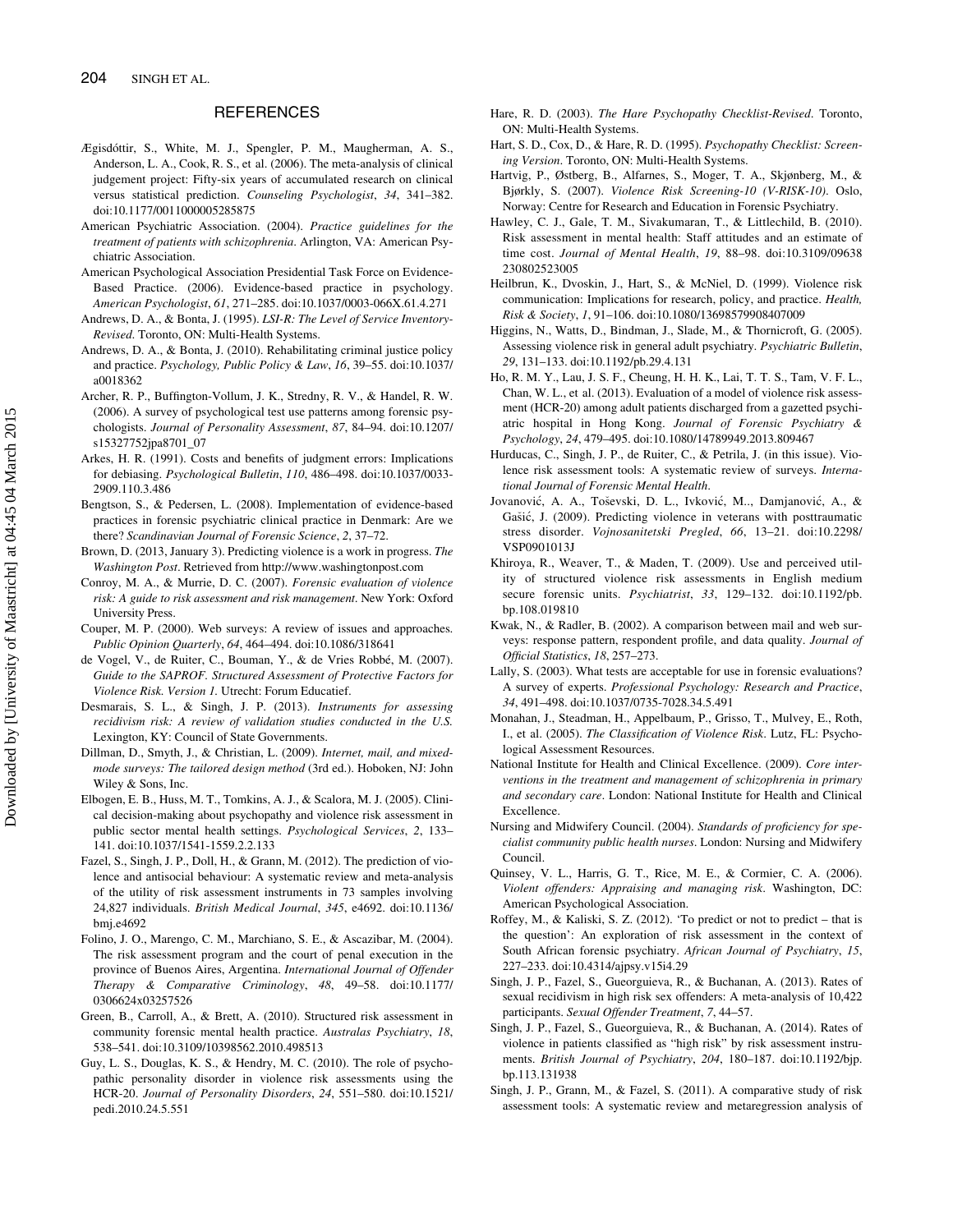## REFERENCES

Ægisdóttir, S., White, M. J., Spengler, P. M., Maugherman, A. S., Anderson, L. A., Cook, R. S., et al. (2006). The meta-analysis of clinical judgement project: Fifty-six years of accumulated research on clinical versus statistical prediction. *Counseling Psychologist*, *34*, 341–382. doi:10.1177/0011000005285875

American Psychiatric Association. (2004). *Practice guidelines for the treatment of patients with schizophrenia*. Arlington, VA: American Psychiatric Association.

American Psychological Association Presidential Task Force on Evidence-Based Practice. (2006). Evidence-based practice in psychology. *American Psychologist*, *61*, 271–285. doi:10.1037/0003-066X.61.4.271

Andrews, D. A., & Bonta, J. (1995). *LSI-R: The Level of Service Inventory-Revised*. Toronto, ON: Multi-Health Systems.

Andrews, D. A., & Bonta, J. (2010). Rehabilitating criminal justice policy and practice. *Psychology, Public Policy & Law*, *16*, 39–55. doi:10.1037/a0018362

Archer, R. P., Buffington-Vollum, J. K., Stredny, R. V., & Handel, R. W. (2006). A survey of psychological test use patterns among forensic psychologists. *Journal of Personality Assessment*, *87*, 84–94. doi:10.1207/s15327752jpa8701_07

Arkes, H. R. (1991). Costs and benefits of judgment errors: Implications for debiasing. *Psychological Bulletin*, *110*, 486–498. doi:10.1037/0033-2909.110.3.486

Bengtson, S., & Pedersen, L. (2008). Implementation of evidence-based practices in forensic psychiatric clinical practice in Denmark: Are we there? *Scandinavian Journal of Forensic Science*, *2*, 37–72.

Brown, D. (2013, January 3). Predicting violence is a work in progress. *The Washington Post*. Retrieved from http://www.washingtonpost.com

Conroy, M. A., & Murrie, D. C. (2007). *Forensic evaluation of violence risk: A guide to risk assessment and risk management*. New York: Oxford University Press.

Couper, M. P. (2000). Web surveys: A review of issues and approaches. *Public Opinion Quarterly*, *64*, 464–494. doi:10.1086/318641

de Vogel, V., de Ruiter, C., Bouman, Y., & de Vries Robbé, M. (2007). *Guide to the SAPROF. Structured Assessment of Protective Factors for Violence Risk. Version 1*. Utrecht: Forum Educatief.

Desmarais, S. L., & Singh, J. P. (2013). *Instruments for assessing recidivism risk: A review of validation studies conducted in the U.S.* Lexington, KY: Council of State Governments.

Dillman, D., Smyth, J., & Christian, L. (2009). *Internet, mail, and mixed-mode surveys: The tailored design method* (3rd ed.). Hoboken, NJ: John Wiley & Sons, Inc.

Elbogen, E. B., Huss, M. T., Tomkins, A. J., & Scalora, M. J. (2005). Clinical decision-making about psychopathy and violence risk assessment in public sector mental health settings. *Psychological Services*, *2*, 133–141. doi:10.1037/1541-1559.2.2.133

Fazel, S., Singh, J. P., Doll, H., & Grann, M. (2012). The prediction of violence and antisocial behaviour: A systematic review and meta-analysis of the utility of risk assessment instruments in 73 samples involving 24,827 individuals. *British Medical Journal*, *345*, e4692. doi:10.1136/bmj.e4692

Folino, J. O., Marengo, C. M., Marchiano, S. E., & Ascazibar, M. (2004). The risk assessment program and the court of penal execution in the province of Buenos Aires, Argentina. *International Journal of Offender Therapy & Comparative Criminology*, *48*, 49–58. doi:10.1177/0306624x03257526

Green, B., Carroll, A., & Brett, A. (2010). Structured risk assessment in community forensic mental health practice. *Australas Psychiatry*, *18*, 538–541. doi:10.3109/10398562.2010.498513

Guy, L. S., Douglas, K. S., & Hendry, M. C. (2010). The role of psychopathic personality disorder in violence risk assessments using the HCR-20. *Journal of Personality Disorders*, *24*, 551–580. doi:10.1521/pedi.2010.24.5.551

Hare, R. D. (2003). *The Hare Psychopathy Checklist-Revised*. Toronto, ON: Multi-Health Systems.

Hart, S. D., Cox, D., & Hare, R. D. (1995). *Psychopathy Checklist: Screening Version*. Toronto, ON: Multi-Health Systems.

Hartvig, P., Østberg, B., Alfarnes, S., Moger, T. A., Skjønberg, M., & Bjørkly, S. (2007). *Violence Risk Screening-10 (V-RISK-10)*. Oslo, Norway: Centre for Research and Education in Forensic Psychiatry.

Hawley, C. J., Gale, T. M., Sivakumaran, T., & Littlechild, B. (2010). Risk assessment in mental health: Staff attitudes and an estimate of time cost. *Journal of Mental Health*, *19*, 88–98. doi:10.3109/09638230802523005

Heilbrun, K., Dvoskin, J., Hart, S., & McNiel, D. (1999). Violence risk communication: Implications for research, policy, and practice. *Health, Risk & Society*, *1*, 91–106. doi:10.1080/13698579908407009

Higgins, N., Watts, D., Bindman, J., Slade, M., & Thornicroft, G. (2005). Assessing violence risk in general adult psychiatry. *Psychiatric Bulletin*, *29*, 131–133. doi:10.1192/pb.29.4.131

Ho, R. M. Y., Lau, J. S. F., Cheung, H. H. K., Lai, T. T. S., Tam, V. F. L., Chan, W. L., et al. (2013). Evaluation of a model of violence risk assessment (HCR-20) among adult patients discharged from a gazetted psychiatric hospital in Hong Kong. *Journal of Forensic Psychiatry & Psychology*, *24*, 479–495. doi:10.1080/14789949.2013.809467

Hurducas, C., Singh, J. P., de Ruiter, C., & Petrila, J. (in this issue). Violence risk assessment tools: A systematic review of surveys. *International Journal of Forensic Mental Health*.

Jovanović, A. A., Toševski, D. L., Ivković, M., Damjanović, A., & Gašić, J. (2009). Predicting violence in veterans with posttraumatic stress disorder. *Vojnosanitetski Pregled*, *66*, 13–21. doi:10.2298/VSP0901013J

Khiroya, R., Weaver, T., & Maden, T. (2009). Use and perceived utility of structured violence risk assessments in English medium secure forensic units. *Psychiatrist*, *33*, 129–132. doi:10.1192/pb.bp.108.019810

Kwak, N., & Radler, B. (2002). A comparison between mail and web surveys: response pattern, respondent profile, and data quality. *Journal of Official Statistics*, *18*, 257–273.

Lally, S. (2003). What tests are acceptable for use in forensic evaluations? A survey of experts. *Professional Psychology: Research and Practice*, *34*, 491–498. doi:10.1037/0735-7028.34.5.491

Monahan, J., Steadman, H., Appelbaum, P., Grisso, T., Mulvey, E., Roth, I., et al. (2005). *The Classification of Violence Risk*. Lutz, FL: Psychological Assessment Resources.

National Institute for Health and Clinical Excellence. (2009). *Core interventions in the treatment and management of schizophrenia in primary and secondary care*. London: National Institute for Health and Clinical Excellence.

Nursing and Midwifery Council. (2004). *Standards of proficiency for specialist community public health nurses*. London: Nursing and Midwifery Council.

Quinsey, V. L., Harris, G. T., Rice, M. E., & Cormier, C. A. (2006). *Violent offenders: Appraising and managing risk*. Washington, DC: American Psychological Association.

Roffey, M., & Kaliski, S. Z. (2012). 'To predict or not to predict – that is the question': An exploration of risk assessment in the context of South African forensic psychiatry. *African Journal of Psychiatry*, *15*, 227–233. doi:10.4314/ajpsy.v15i4.29

Singh, J. P., Fazel, S., Gueorguieva, R., & Buchanan, A. (2013). Rates of sexual recidivism in high risk sex offenders: A meta-analysis of 10,422 participants. *Sexual Offender Treatment*, *7*, 44–57.

Singh, J. P., Fazel, S., Gueorguieva, R., & Buchanan, A. (2014). Rates of violence in patients classified as "high risk" by risk assessment instruments. *British Journal of Psychiatry*, *204*, 180–187. doi:10.1192/bjp.bp.113.131938

Singh, J. P., Grann, M., & Fazel, S. (2011). A comparative study of risk assessment tools: A systematic review and metaregression analysis of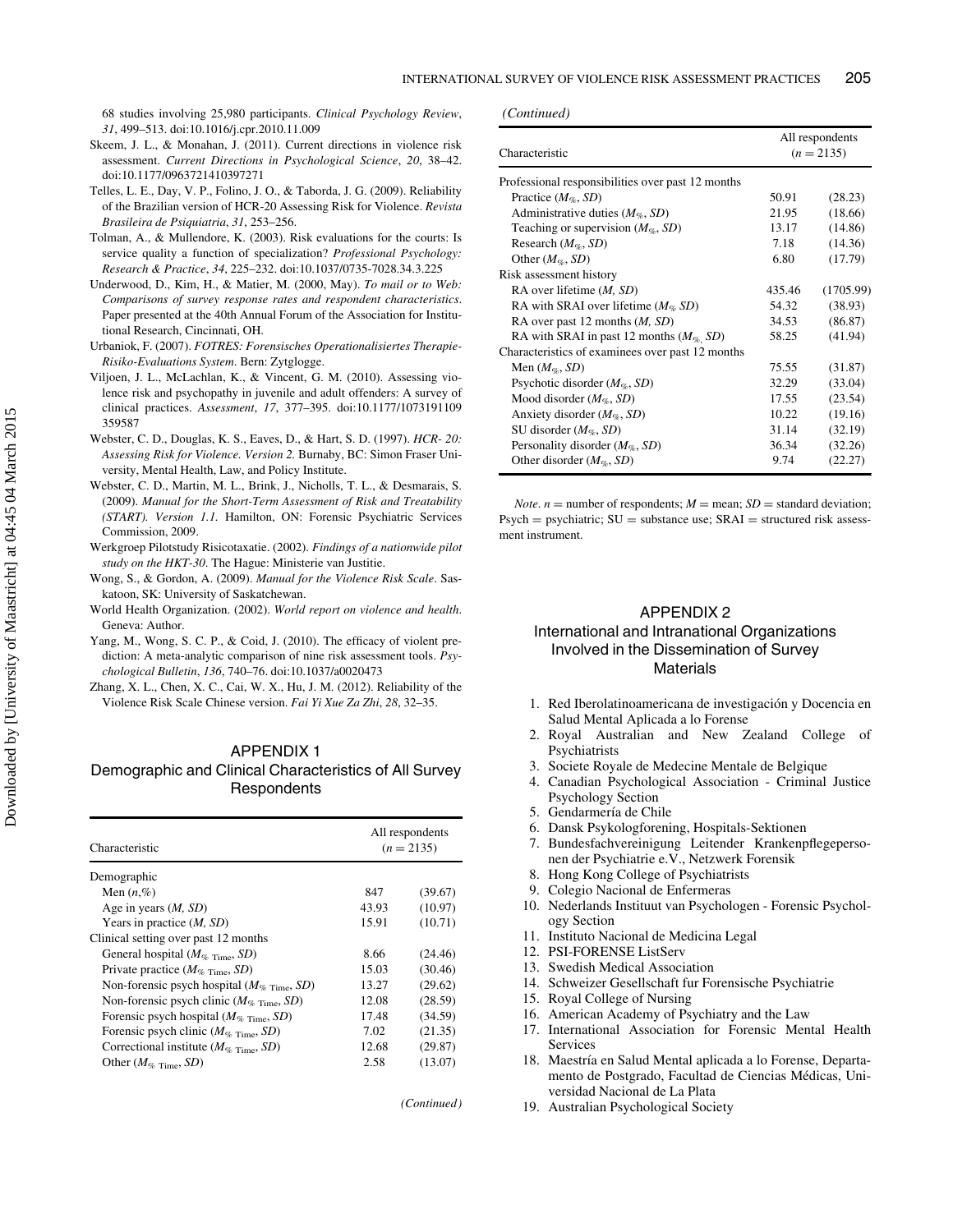68 studies involving 25,980 participants. *Clinical Psychology Review*, *31*, 499–513. doi:10.1016/j.cpr.2010.11.009

Skeem, J. L., & Monahan, J. (2011). Current directions in violence risk assessment. *Current Directions in Psychological Science*, *20*, 38–42. doi:10.1177/0963721410397271

Telles, L. E., Day, V. P., Folino, J. O., & Taborda, J. G. (2009). Reliability of the Brazilian version of HCR-20 Assessing Risk for Violence. *Revista Brasileira de Psiquiatria*, *31*, 253–256.

Tolman, A., & Mullendore, K. (2003). Risk evaluations for the courts: Is service quality a function of specialization? *Professional Psychology: Research & Practice*, *34*, 225–232. doi:10.1037/0735-7028.34.3.225

Underwood, D., Kim, H., & Matier, M. (2000, May). *To mail or to Web: Comparisons of survey response rates and respondent characteristics*. Paper presented at the 40th Annual Forum of the Association for Institutional Research, Cincinnati, OH.

Urbaniok, F. (2007). *FOTRES: Forensisches Operationalisiertes Therapie-Risiko-Evaluations System*. Bern: Zytglogge.

Viljoen, J. L., McLachlan, K., & Vincent, G. M. (2010). Assessing violence risk and psychopathy in juvenile and adult offenders: A survey of clinical practices. *Assessment*, *17*, 377–395. doi:10.1177/1073191109359587

Webster, C. D., Douglas, K. S., Eaves, D., & Hart, S. D. (1997). *HCR- 20: Assessing Risk for Violence. Version 2.* Burnaby, BC: Simon Fraser University, Mental Health, Law, and Policy Institute.

Webster, C. D., Martin, M. L., Brink, J., Nicholls, T. L., & Desmarais, S. (2009). *Manual for the Short-Term Assessment of Risk and Treatability (START). Version 1.1.* Hamilton, ON: Forensic Psychiatric Services Commission, 2009.

Werkgroep Pilotstudy Risicotaxatie. (2002). *Findings of a nationwide pilot study on the HKT-30*. The Hague: Ministerie van Justitie.

Wong, S., & Gordon, A. (2009). *Manual for the Violence Risk Scale*. Saskatoon, SK: University of Saskatchewan.

World Health Organization. (2002). *World report on violence and health*. Geneva: Author.

Yang, M., Wong, S. C. P., & Coid, J. (2010). The efficacy of violent prediction: A meta-analytic comparison of nine risk assessment tools. *Psychological Bulletin*, *136*, 740–76. doi:10.1037/a0020473

Zhang, X. L., Chen, X. C., Cai, W. X., Hu, J. M. (2012). Reliability of the Violence Risk Scale Chinese version. *Fai Yi Xue Za Zhi*, *28*, 32–35.

## APPENDIX 1
### Demographic and Clinical Characteristics of All Survey Respondents

| Characteristic | All respondents ($n = 2135$) | |
|---|---|---|
| Demographic | | |
| Men ($n$,%) | 847 | (39.67) |
| Age in years ($M$, $SD$) | 43.93 | (10.97) |
| Years in practice ($M$, $SD$) | 15.91 | (10.71) |
| Clinical setting over past 12 months | | |
| General hospital ($M_{\%\ \text{Time}}$, $SD$) | 8.66 | (24.46) |
| Private practice ($M_{\%\ \text{Time}}$, $SD$) | 15.03 | (30.46) |
| Non-forensic psych hospital ($M_{\%\ \text{Time}}$, $SD$) | 13.27 | (29.62) |
| Non-forensic psych clinic ($M_{\%\ \text{Time}}$, $SD$) | 12.08 | (28.59) |
| Forensic psych hospital ($M_{\%\ \text{Time}}$, $SD$) | 17.48 | (34.59) |
| Forensic psych clinic ($M_{\%\ \text{Time}}$, $SD$) | 7.02 | (21.35) |
| Correctional institute ($M_{\%\ \text{Time}}$, $SD$) | 12.68 | (29.87) |
| Other ($M_{\%\ \text{Time}}$, $SD$) | 2.58 | (13.07) |
| Professional responsibilities over past 12 months | | |
| Practice ($M_{\%}$, $SD$) | 50.91 | (28.23) |
| Administrative duties ($M_{\%}$, $SD$) | 21.95 | (18.66) |
| Teaching or supervision ($M_{\%}$, $SD$) | 13.17 | (14.86) |
| Research ($M_{\%}$, $SD$) | 7.18 | (14.36) |
| Other ($M_{\%}$, $SD$) | 6.80 | (17.79) |
| Risk assessment history | | |
| RA over lifetime ($M$, $SD$) | 435.46 | (1705.99) |
| RA with SRAI over lifetime ($M_{\%}$ $SD$) | 54.32 | (38.93) |
| RA over past 12 months ($M$, $SD$) | 34.53 | (86.87) |
| RA with SRAI in past 12 months ($M_{\%}$, $SD$) | 58.25 | (41.94) |
| Characteristics of examinees over past 12 months | | |
| Men ($M_{\%}$, $SD$) | 75.55 | (31.87) |
| Psychotic disorder ($M_{\%}$, $SD$) | 32.29 | (33.04) |
| Mood disorder ($M_{\%}$, $SD$) | 17.55 | (23.54) |
| Anxiety disorder ($M_{\%}$, $SD$) | 10.22 | (19.16) |
| SU disorder ($M_{\%}$, $SD$) | 31.14 | (32.19) |
| Personality disorder ($M_{\%}$, $SD$) | 36.34 | (32.26) |
| Other disorder ($M_{\%}$, $SD$) | 9.74 | (22.27) |

*Note*. $n$ = number of respondents; $M$ = mean; $SD$ = standard deviation; Psych = psychiatric; SU = substance use; SRAI = structured risk assessment instrument.

## APPENDIX 2
### International and Intranational Organizations Involved in the Dissemination of Survey Materials

1. Red Iberolatinoamericana de investigación y Docencia en Salud Mental Aplicada a lo Forense
2. Royal Australian and New Zealand College of Psychiatrists
3. Societe Royale de Medecine Mentale de Belgique
4. Canadian Psychological Association - Criminal Justice Psychology Section
5. Gendarmería de Chile
6. Dansk Psykologforening, Hospitals-Sektionen
7. Bundesfachvereinigung Leitender Krankenpflegepersonen der Psychiatrie e.V., Netzwerk Forensik
8. Hong Kong College of Psychiatrists
9. Colegio Nacional de Enfermeras
10. Nederlands Instituut van Psychologen - Forensic Psychology Section
11. Instituto Nacional de Medicina Legal
12. PSI-FORENSE ListServ
13. Swedish Medical Association
14. Schweizer Gesellschaft fur Forensische Psychiatrie
15. Royal College of Nursing
16. American Academy of Psychiatry and the Law
17. International Association for Forensic Mental Health Services
18. Maestría en Salud Mental aplicada a lo Forense, Departamento de Postgrado, Facultad de Ciencias Médicas, Universidad Nacional de La Plata
19. Australian Psychological Society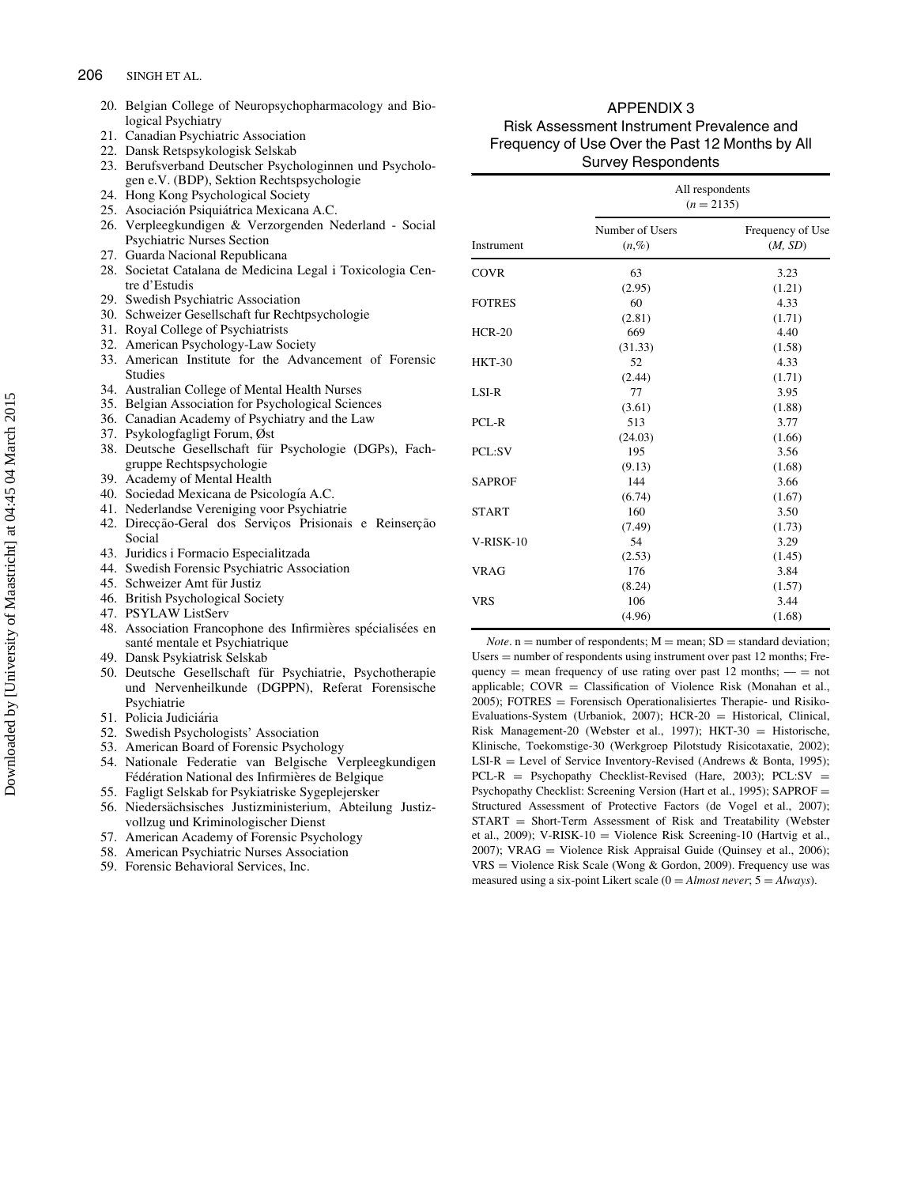20. Belgian College of Neuropsychopharmacology and Biological Psychiatry
21. Canadian Psychiatric Association
22. Dansk Retspsykologisk Selskab
23. Berufsverband Deutscher Psychologinnen und Psychologen e.V. (BDP), Sektion Rechtspsychologie
24. Hong Kong Psychological Society
25. Asociación Psiquiátrica Mexicana A.C.
26. Verpleegkundigen & Verzorgenden Nederland - Social Psychiatric Nurses Section
27. Guarda Nacional Republicana
28. Societat Catalana de Medicina Legal i Toxicologia Centre d'Estudis
29. Swedish Psychiatric Association
30. Schweizer Gesellschaft fur Rechtpsychologie
31. Royal College of Psychiatrists
32. American Psychology-Law Society
33. American Institute for the Advancement of Forensic Studies
34. Australian College of Mental Health Nurses
35. Belgian Association for Psychological Sciences
36. Canadian Academy of Psychiatry and the Law
37. Psykologfagligt Forum, Øst
38. Deutsche Gesellschaft für Psychologie (DGPs), Fachgruppe Rechtspsychologie
39. Academy of Mental Health
40. Sociedad Mexicana de Psicología A.C.
41. Nederlandse Vereniging voor Psychiatrie
42. Direcção-Geral dos Serviços Prisionais e Reinserção Social
43. Juridics i Formacio Especialitzada
44. Swedish Forensic Psychiatric Association
45. Schweizer Amt für Justiz
46. British Psychological Society
47. PSYLAW ListServ
48. Association Francophone des Infirmières spécialisées en santé mentale et Psychiatrique
49. Dansk Psykiatrisk Selskab
50. Deutsche Gesellschaft für Psychiatrie, Psychotherapie und Nervenheilkunde (DGPPN), Referat Forensische Psychiatrie
51. Policia Judiciária
52. Swedish Psychologists' Association
53. American Board of Forensic Psychology
54. Nationale Federatie van Belgische Verpleegkundigen Fédération National des Infirmières de Belgique
55. Fagligt Selskab for Psykiatriske Sygeplejersker
56. Niedersächsisches Justizministerium, Abteilung Justizvollzug und Kriminologischer Dienst
57. American Academy of Forensic Psychology
58. American Psychiatric Nurses Association
59. Forensic Behavioral Services, Inc.

## APPENDIX 3

### Risk Assessment Instrument Prevalence and Frequency of Use Over the Past 12 Months by All Survey Respondents

| | All respondents ($n = 2135$) | |
|---|---|---|
| Instrument | Number of Users (*n*,%) | Frequency of Use (*M, SD*) |
| COVR | 63 (2.95) | 3.23 (1.21) |
| FOTRES | 60 (2.81) | 4.33 (1.71) |
| HCR-20 | 669 (31.33) | 4.40 (1.58) |
| HKT-30 | 52 (2.44) | 4.33 (1.71) |
| LSI-R | 77 (3.61) | 3.95 (1.88) |
| PCL-R | 513 (24.03) | 3.77 (1.66) |
| PCL:SV | 195 (9.13) | 3.56 (1.68) |
| SAPROF | 144 (6.74) | 3.66 (1.67) |
| START | 160 (7.49) | 3.50 (1.73) |
| V-RISK-10 | 54 (2.53) | 3.29 (1.45) |
| VRAG | 176 (8.24) | 3.84 (1.57) |
| VRS | 106 (4.96) | 3.44 (1.68) |

*Note*. n = number of respondents; M = mean; SD = standard deviation; Users = number of respondents using instrument over past 12 months; Frequency = mean frequency of use rating over past 12 months; — = not applicable; COVR = Classification of Violence Risk (Monahan et al., 2005); FOTRES = Forensisch Operationalisiertes Therapie- und Risiko-Evaluations-System (Urbaniok, 2007); HCR-20 = Historical, Clinical, Risk Management-20 (Webster et al., 1997); HKT-30 = Historische, Klinische, Toekomstige-30 (Werkgroep Pilotstudy Risicotaxatie, 2002); LSI-R = Level of Service Inventory-Revised (Andrews & Bonta, 1995); PCL-R = Psychopathy Checklist-Revised (Hare, 2003); PCL:SV = Psychopathy Checklist: Screening Version (Hart et al., 1995); SAPROF = Structured Assessment of Protective Factors (de Vogel et al., 2007); START = Short-Term Assessment of Risk and Treatability (Webster et al., 2009); V-RISK-10 = Violence Risk Screening-10 (Hartvig et al., 2007); VRAG = Violence Risk Appraisal Guide (Quinsey et al., 2006); VRS = Violence Risk Scale (Wong & Gordon, 2009). Frequency use was measured using a six-point Likert scale (0 = *Almost never*; 5 = *Always*).